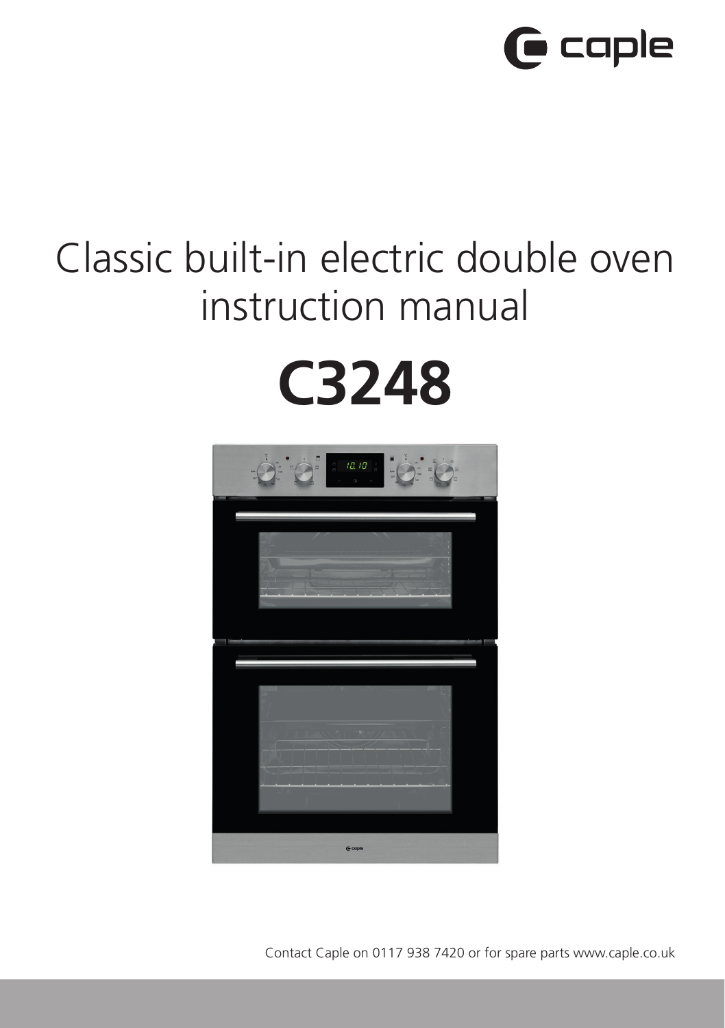caple

# Classic built-in electric double oven instruction manual

# C3248

Contact Caple on 0117 938 7420 or for spare parts www.caple.co.uk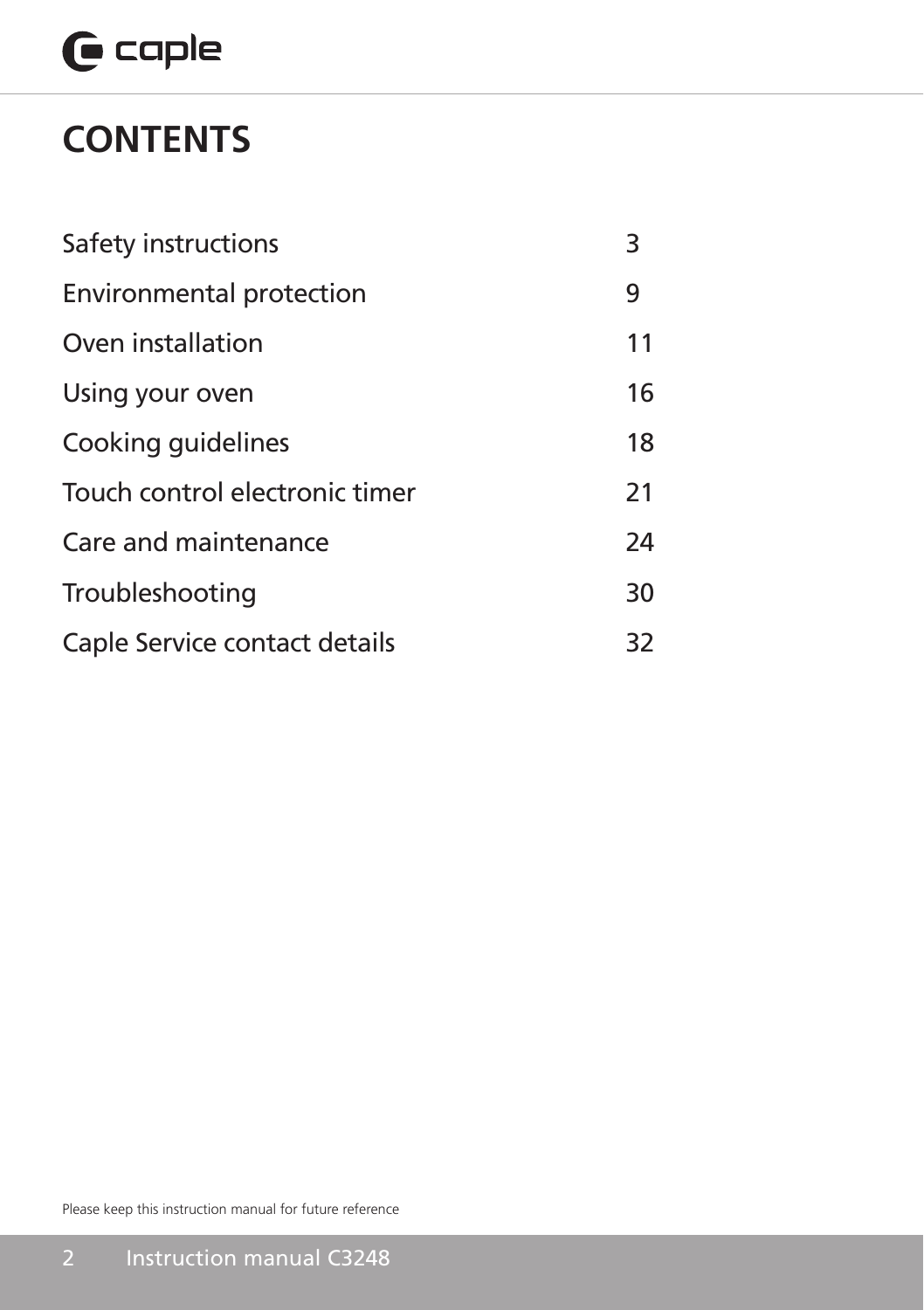# CONTENTS

| | |
|---|---|
| Safety instructions | 3 |
| Environmental protection | 9 |
| Oven installation | 11 |
| Using your oven | 16 |
| Cooking guidelines | 18 |
| Touch control electronic timer | 21 |
| Care and maintenance | 24 |
| Troubleshooting | 30 |
| Caple Service contact details | 32 |

Please keep this instruction manual for future reference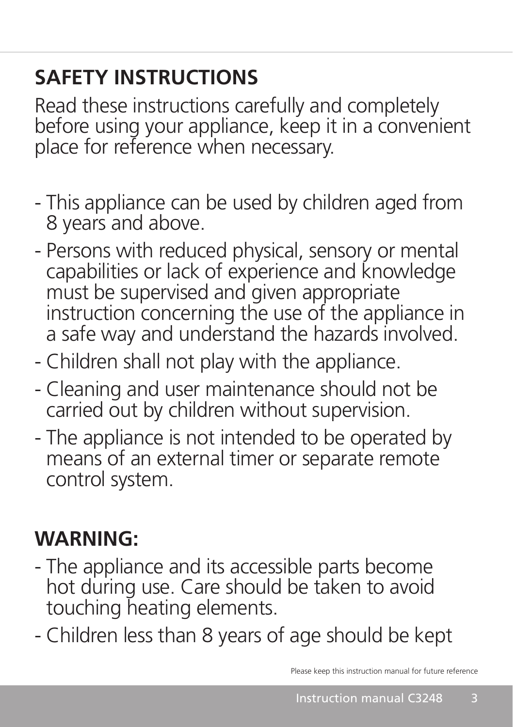## SAFETY INSTRUCTIONS

Read these instructions carefully and completely before using your appliance, keep it in a convenient place for reference when necessary.

- This appliance can be used by children aged from 8 years and above.
- Persons with reduced physical, sensory or mental capabilities or lack of experience and knowledge must be supervised and given appropriate instruction concerning the use of the appliance in a safe way and understand the hazards involved.
- Children shall not play with the appliance.
- Cleaning and user maintenance should not be carried out by children without supervision.
- The appliance is not intended to be operated by means of an external timer or separate remote control system.

## WARNING:

- The appliance and its accessible parts become hot during use. Care should be taken to avoid touching heating elements.
- Children less than 8 years of age should be kept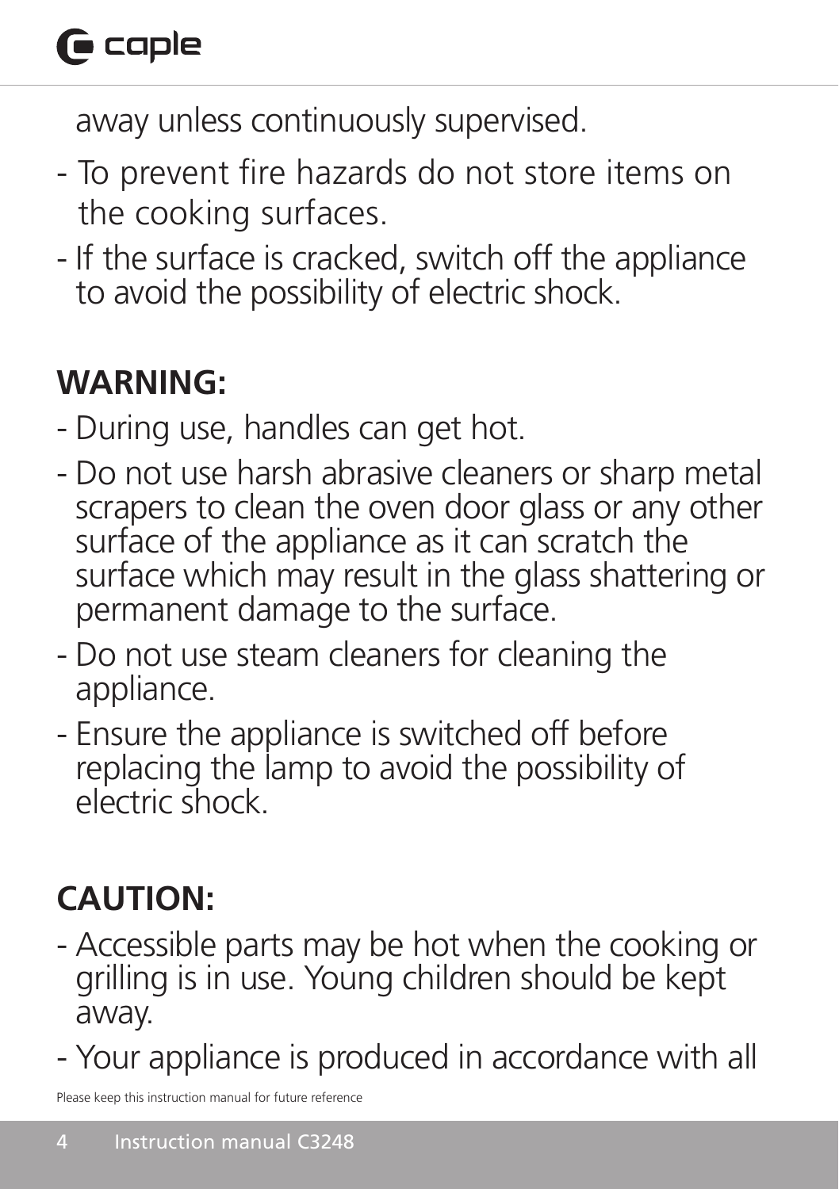away unless continuously supervised.

- To prevent fire hazards do not store items on the cooking surfaces.
- If the surface is cracked, switch off the appliance to avoid the possibility of electric shock.

**WARNING:**

- During use, handles can get hot.
- Do not use harsh abrasive cleaners or sharp metal scrapers to clean the oven door glass or any other surface of the appliance as it can scratch the surface which may result in the glass shattering or permanent damage to the surface.
- Do not use steam cleaners for cleaning the appliance.
- Ensure the appliance is switched off before replacing the lamp to avoid the possibility of electric shock.

**CAUTION:**

- Accessible parts may be hot when the cooking or grilling is in use. Young children should be kept away.
- Your appliance is produced in accordance with all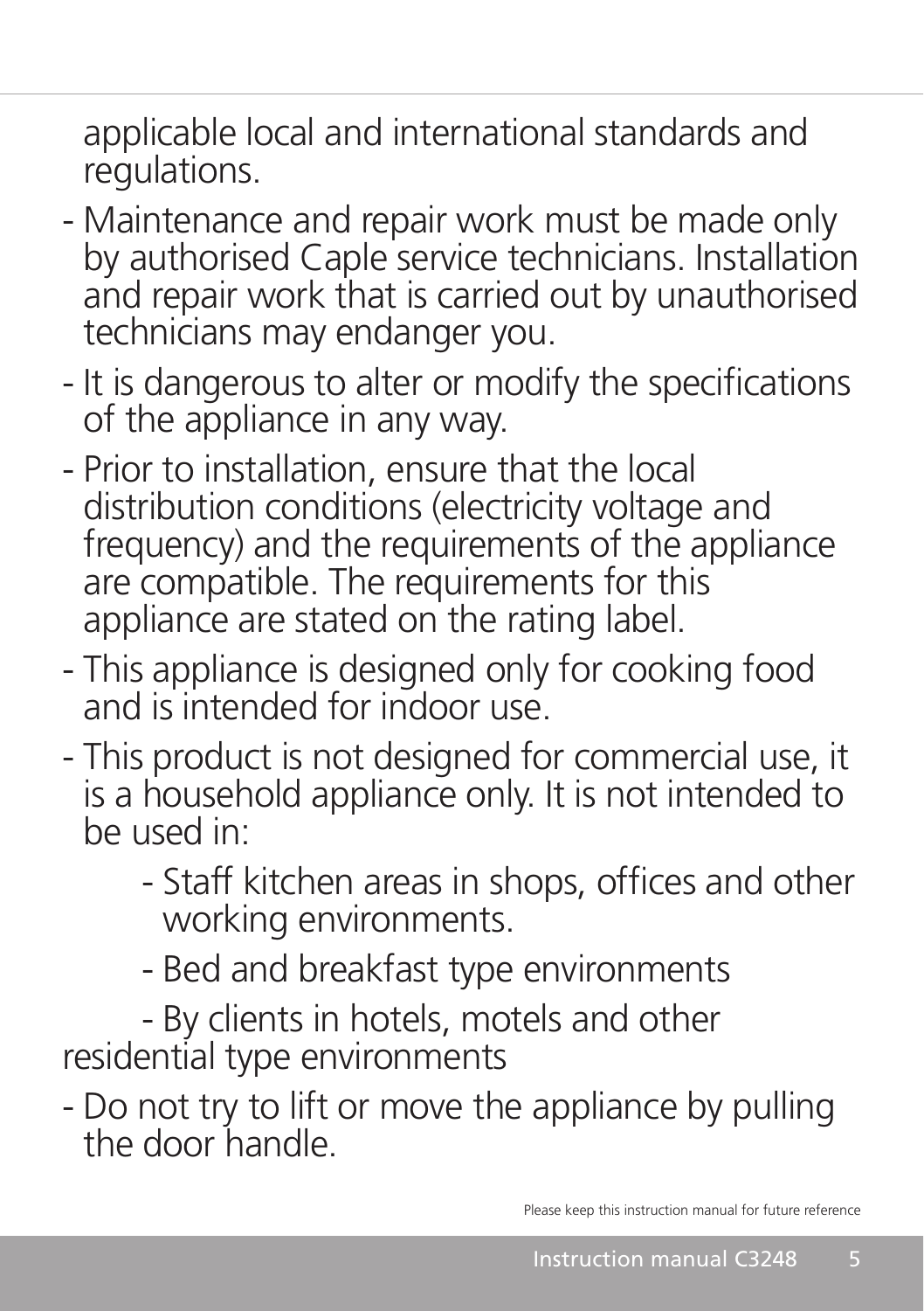applicable local and international standards and regulations.

- Maintenance and repair work must be made only by authorised Caple service technicians. Installation and repair work that is carried out by unauthorised technicians may endanger you.
- It is dangerous to alter or modify the specifications of the appliance in any way.
- Prior to installation, ensure that the local distribution conditions (electricity voltage and frequency) and the requirements of the appliance are compatible. The requirements for this appliance are stated on the rating label.
- This appliance is designed only for cooking food and is intended for indoor use.
- This product is not designed for commercial use, it is a household appliance only. It is not intended to be used in:
  - Staff kitchen areas in shops, offices and other working environments.
  - Bed and breakfast type environments
  - By clients in hotels, motels and other residential type environments
- Do not try to lift or move the appliance by pulling the door handle.

Please keep this instruction manual for future reference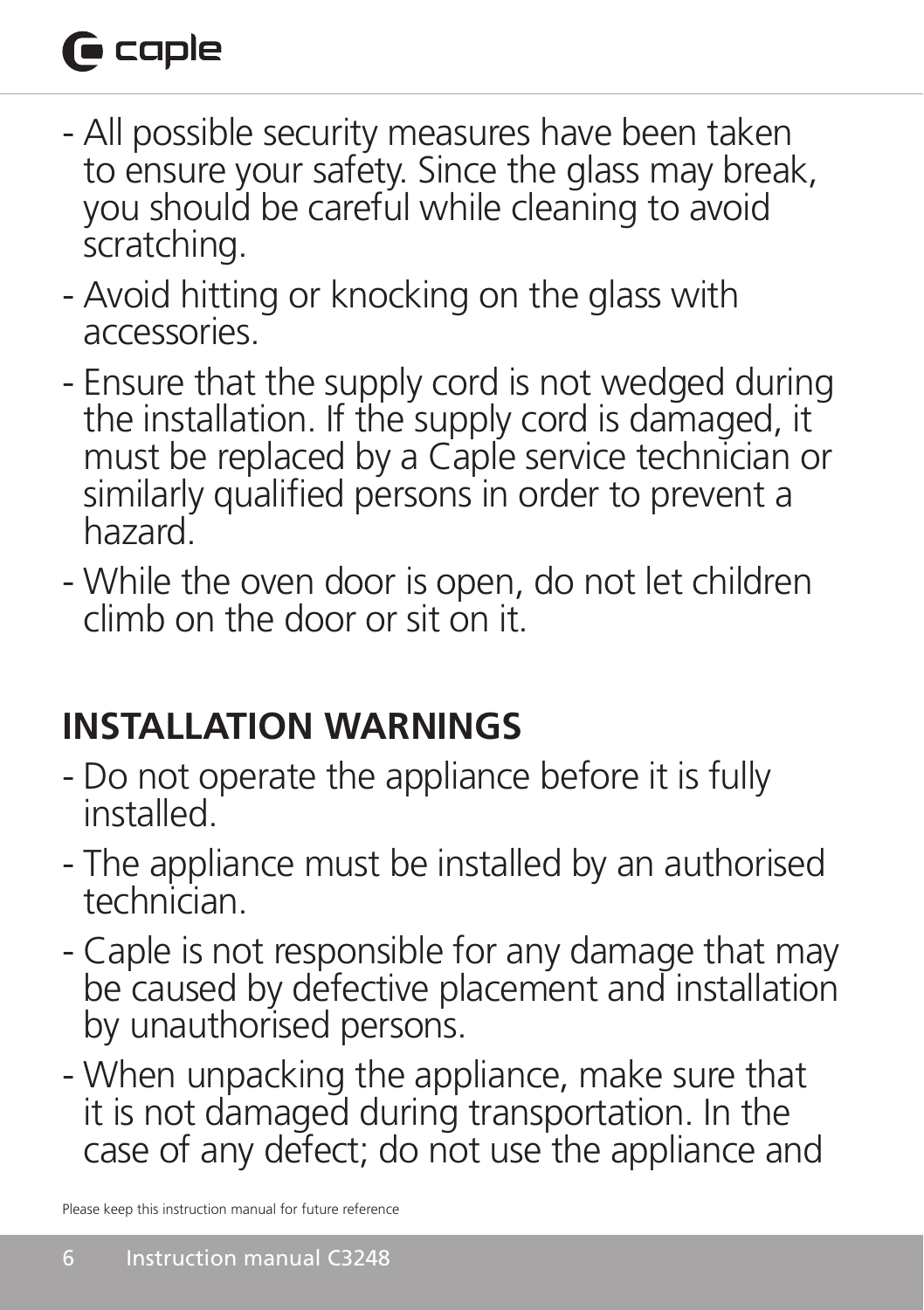- All possible security measures have been taken to ensure your safety. Since the glass may break, you should be careful while cleaning to avoid scratching.
- Avoid hitting or knocking on the glass with accessories.
- Ensure that the supply cord is not wedged during the installation. If the supply cord is damaged, it must be replaced by a Caple service technician or similarly qualified persons in order to prevent a hazard.
- While the oven door is open, do not let children climb on the door or sit on it.

## INSTALLATION WARNINGS

- Do not operate the appliance before it is fully installed.
- The appliance must be installed by an authorised technician.
- Caple is not responsible for any damage that may be caused by defective placement and installation by unauthorised persons.
- When unpacking the appliance, make sure that it is not damaged during transportation. In the case of any defect; do not use the appliance and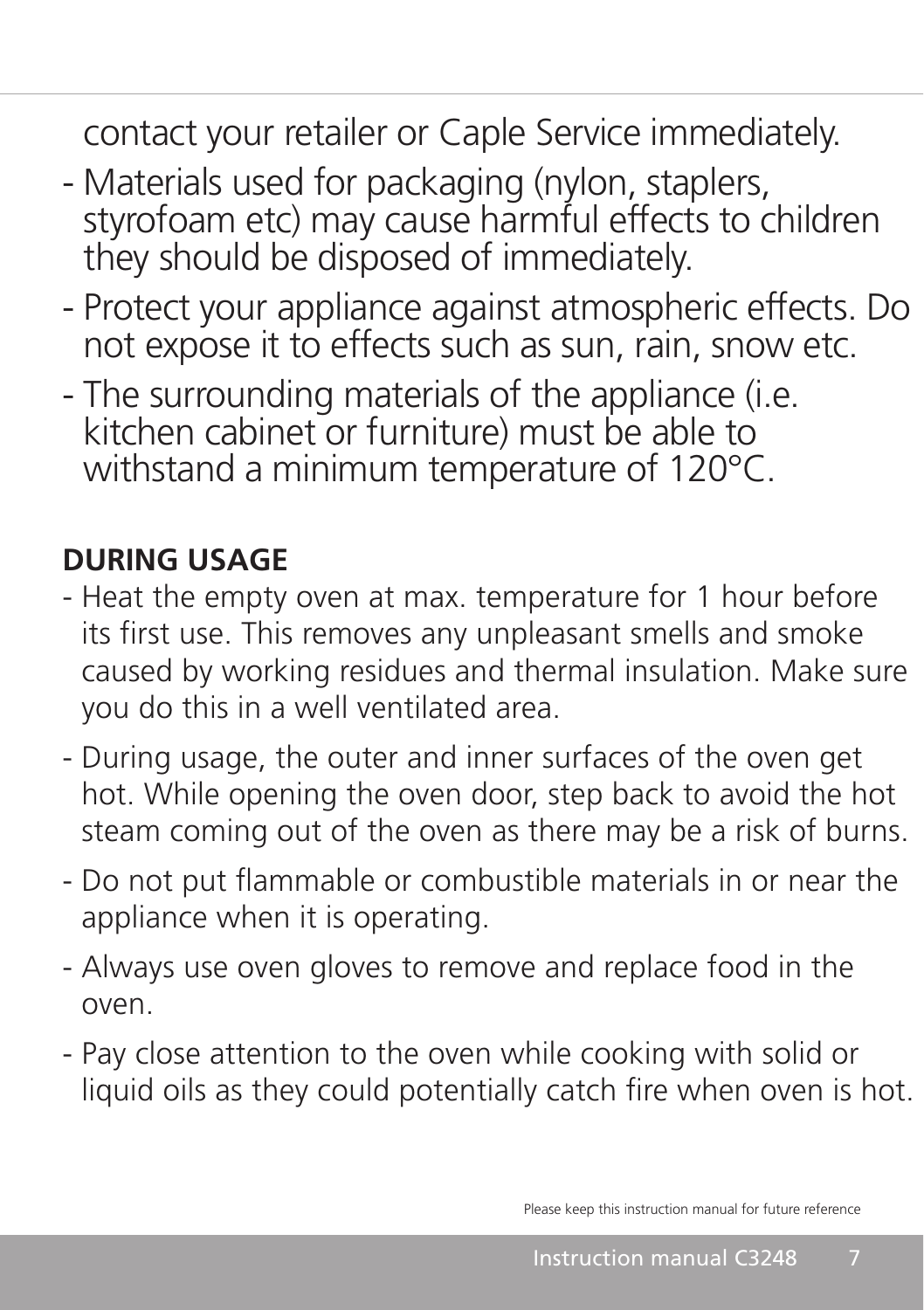contact your retailer or Caple Service immediately.

- Materials used for packaging (nylon, staplers, styrofoam etc) may cause harmful effects to children they should be disposed of immediately.
- Protect your appliance against atmospheric effects. Do not expose it to effects such as sun, rain, snow etc.
- The surrounding materials of the appliance (i.e. kitchen cabinet or furniture) must be able to withstand a minimum temperature of 120°C.

**DURING USAGE**

- Heat the empty oven at max. temperature for 1 hour before its first use. This removes any unpleasant smells and smoke caused by working residues and thermal insulation. Make sure you do this in a well ventilated area.
- During usage, the outer and inner surfaces of the oven get hot. While opening the oven door, step back to avoid the hot steam coming out of the oven as there may be a risk of burns.
- Do not put flammable or combustible materials in or near the appliance when it is operating.
- Always use oven gloves to remove and replace food in the oven.
- Pay close attention to the oven while cooking with solid or liquid oils as they could potentially catch fire when oven is hot.

Please keep this instruction manual for future reference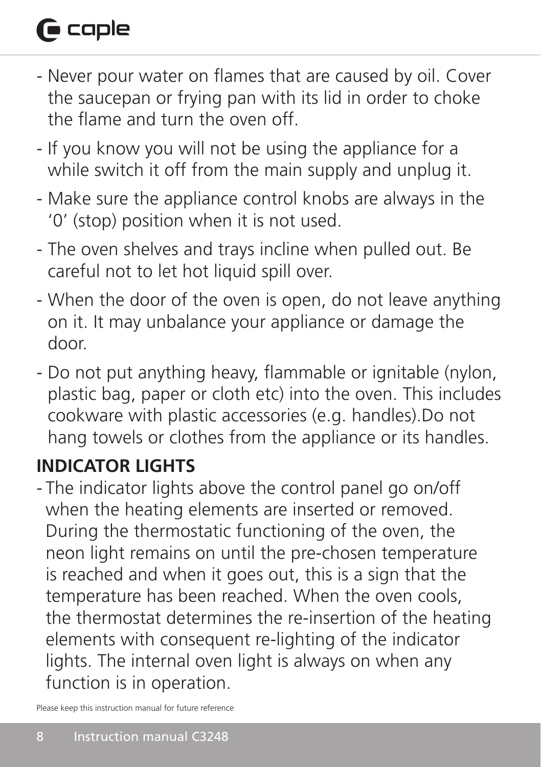- Never pour water on flames that are caused by oil. Cover the saucepan or frying pan with its lid in order to choke the flame and turn the oven off.
- If you know you will not be using the appliance for a while switch it off from the main supply and unplug it.
- Make sure the appliance control knobs are always in the '0' (stop) position when it is not used.
- The oven shelves and trays incline when pulled out. Be careful not to let hot liquid spill over.
- When the door of the oven is open, do not leave anything on it. It may unbalance your appliance or damage the door.
- Do not put anything heavy, flammable or ignitable (nylon, plastic bag, paper or cloth etc) into the oven. This includes cookware with plastic accessories (e.g. handles).Do not hang towels or clothes from the appliance or its handles.

## INDICATOR LIGHTS

- The indicator lights above the control panel go on/off when the heating elements are inserted or removed. During the thermostatic functioning of the oven, the neon light remains on until the pre-chosen temperature is reached and when it goes out, this is a sign that the temperature has been reached. When the oven cools, the thermostat determines the re-insertion of the heating elements with consequent re-lighting of the indicator lights. The internal oven light is always on when any function is in operation.

Please keep this instruction manual for future reference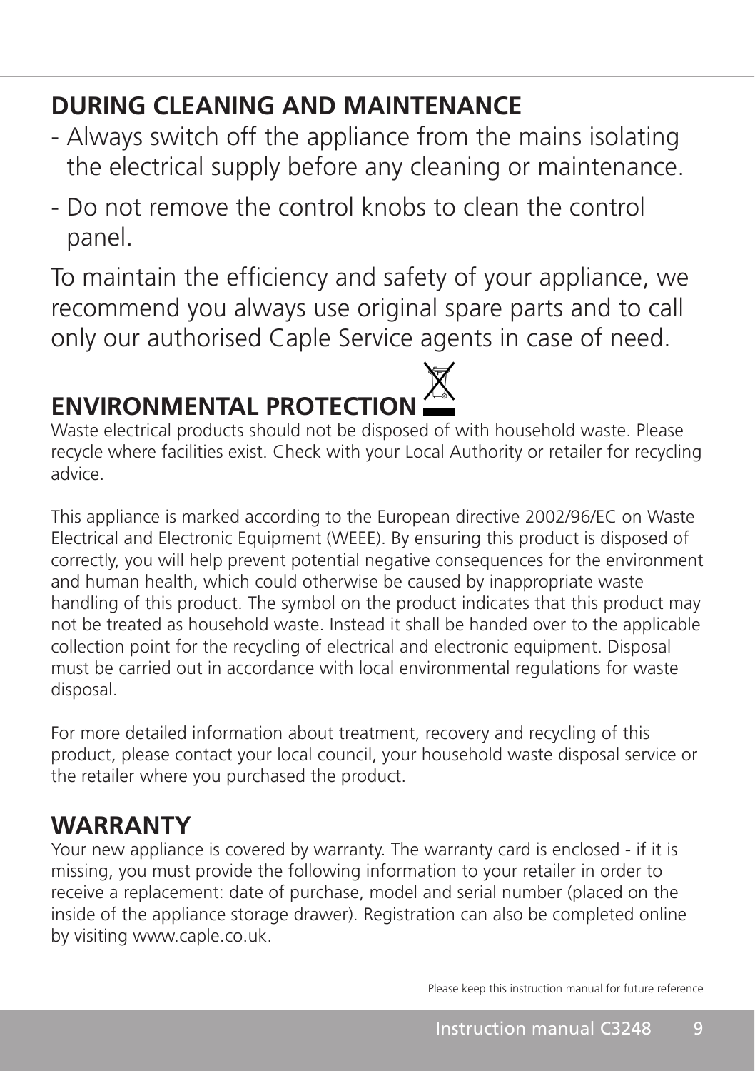## DURING CLEANING AND MAINTENANCE

- Always switch off the appliance from the mains isolating the electrical supply before any cleaning or maintenance.
- Do not remove the control knobs to clean the control panel.

To maintain the efficiency and safety of your appliance, we recommend you always use original spare parts and to call only our authorised Caple Service agents in case of need.

## ENVIRONMENTAL PROTECTION

Waste electrical products should not be disposed of with household waste. Please recycle where facilities exist. Check with your Local Authority or retailer for recycling advice.

This appliance is marked according to the European directive 2002/96/EC on Waste Electrical and Electronic Equipment (WEEE). By ensuring this product is disposed of correctly, you will help prevent potential negative consequences for the environment and human health, which could otherwise be caused by inappropriate waste handling of this product. The symbol on the product indicates that this product may not be treated as household waste. Instead it shall be handed over to the applicable collection point for the recycling of electrical and electronic equipment. Disposal must be carried out in accordance with local environmental regulations for waste disposal.

For more detailed information about treatment, recovery and recycling of this product, please contact your local council, your household waste disposal service or the retailer where you purchased the product.

## WARRANTY

Your new appliance is covered by warranty. The warranty card is enclosed - if it is missing, you must provide the following information to your retailer in order to receive a replacement: date of purchase, model and serial number (placed on the inside of the appliance storage drawer). Registration can also be completed online by visiting www.caple.co.uk.

Please keep this instruction manual for future reference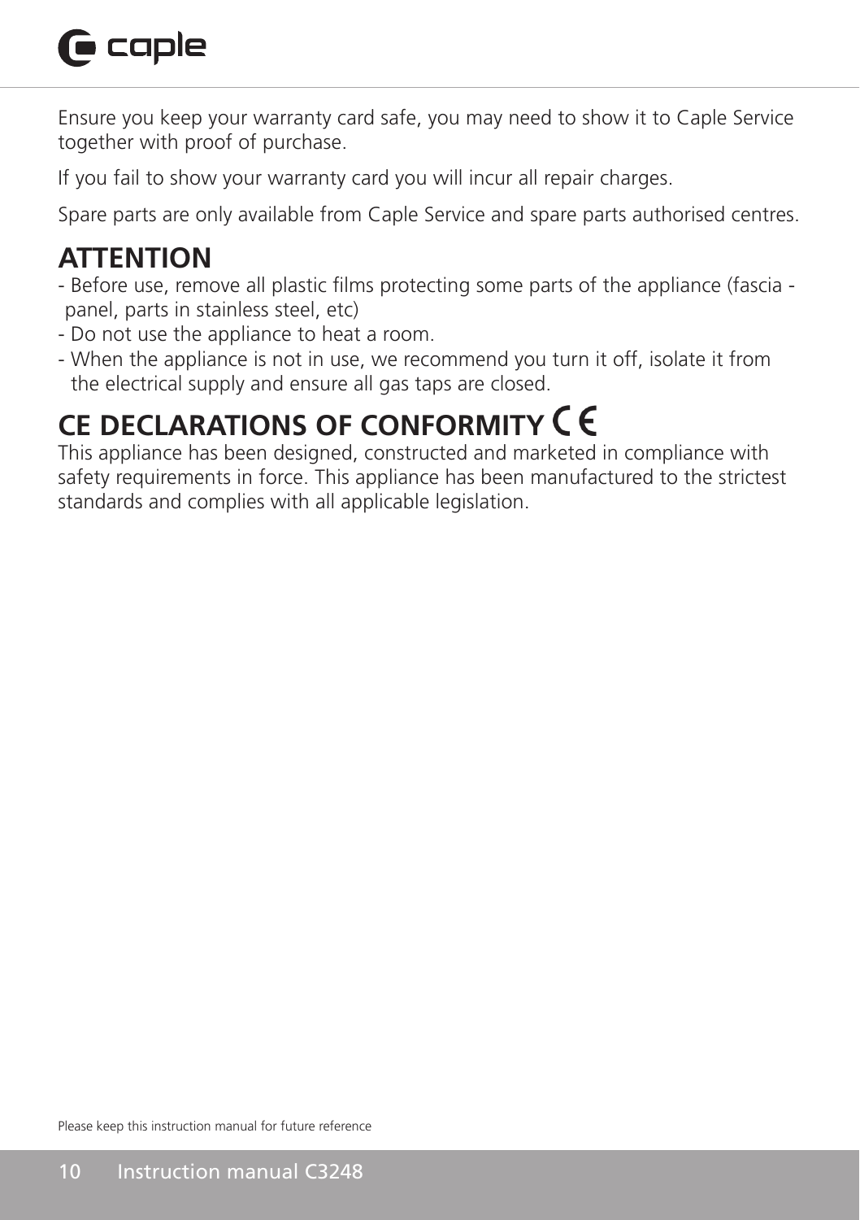Ensure you keep your warranty card safe, you may need to show it to Caple Service together with proof of purchase.

If you fail to show your warranty card you will incur all repair charges.

Spare parts are only available from Caple Service and spare parts authorised centres.

## ATTENTION

- Before use, remove all plastic films protecting some parts of the appliance (fascia - panel, parts in stainless steel, etc)
- Do not use the appliance to heat a room.
- When the appliance is not in use, we recommend you turn it off, isolate it from the electrical supply and ensure all gas taps are closed.

## CE DECLARATIONS OF CONFORMITY CE

This appliance has been designed, constructed and marketed in compliance with safety requirements in force. This appliance has been manufactured to the strictest standards and complies with all applicable legislation.

Please keep this instruction manual for future reference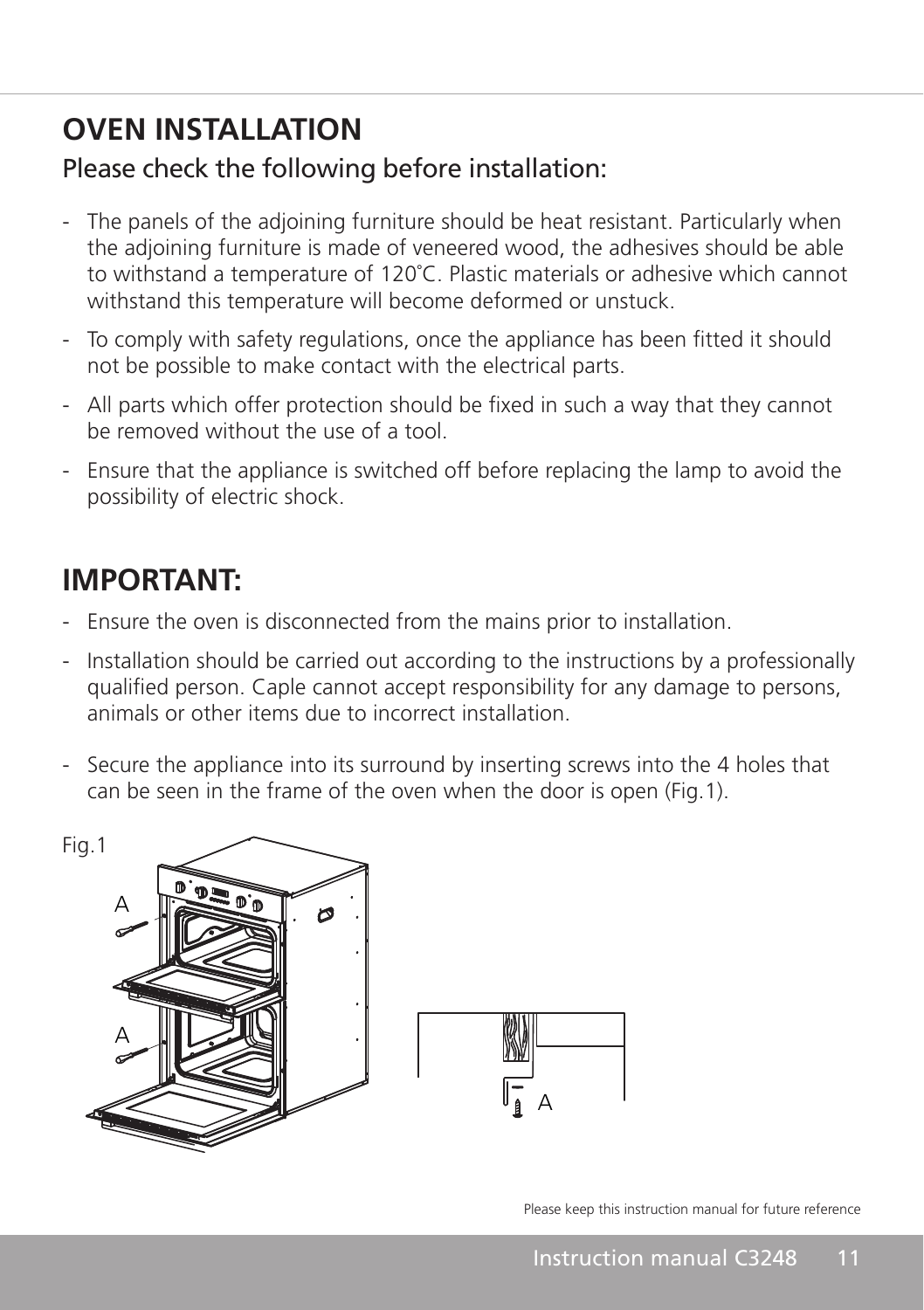# OVEN INSTALLATION

## Please check the following before installation:

- The panels of the adjoining furniture should be heat resistant. Particularly when the adjoining furniture is made of veneered wood, the adhesives should be able to withstand a temperature of 120°C. Plastic materials or adhesive which cannot withstand this temperature will become deformed or unstuck.
- To comply with safety regulations, once the appliance has been fitted it should not be possible to make contact with the electrical parts.
- All parts which offer protection should be fixed in such a way that they cannot be removed without the use of a tool.
- Ensure that the appliance is switched off before replacing the lamp to avoid the possibility of electric shock.

# IMPORTANT:

- Ensure the oven is disconnected from the mains prior to installation.
- Installation should be carried out according to the instructions by a professionally qualified person. Caple cannot accept responsibility for any damage to persons, animals or other items due to incorrect installation.
- Secure the appliance into its surround by inserting screws into the 4 holes that can be seen in the frame of the oven when the door is open (Fig.1).

Fig.1

Please keep this instruction manual for future reference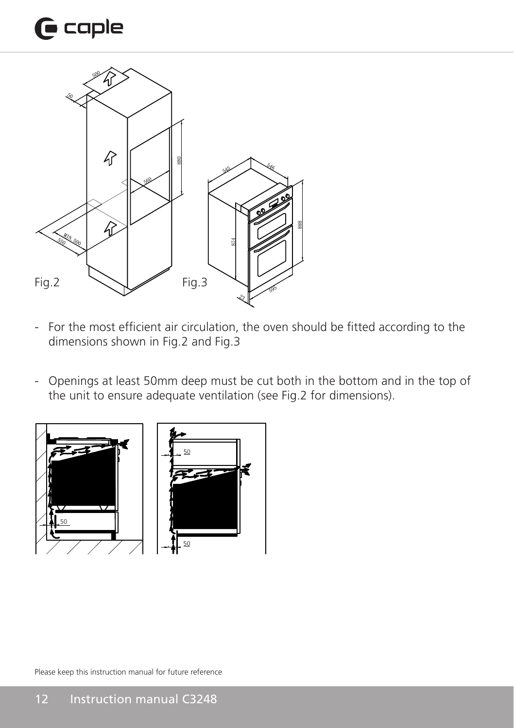Fig.2

Fig.3

- For the most efficient air circulation, the oven should be fitted according to the dimensions shown in Fig.2 and Fig.3

- Openings at least 50mm deep must be cut both in the bottom and in the top of the unit to ensure adequate ventilation (see Fig.2 for dimensions).

Please keep this instruction manual for future reference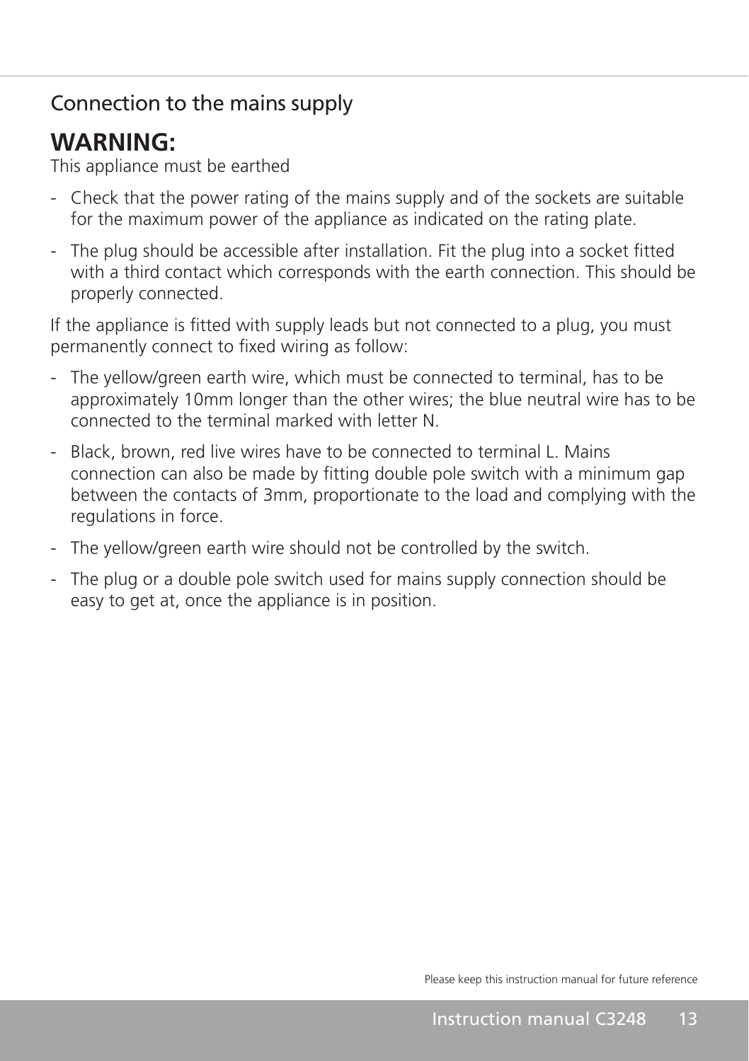## Connection to the mains supply

# WARNING:

This appliance must be earthed

- Check that the power rating of the mains supply and of the sockets are suitable for the maximum power of the appliance as indicated on the rating plate.
- The plug should be accessible after installation. Fit the plug into a socket fitted with a third contact which corresponds with the earth connection. This should be properly connected.

If the appliance is fitted with supply leads but not connected to a plug, you must permanently connect to fixed wiring as follow:

- The yellow/green earth wire, which must be connected to terminal, has to be approximately 10mm longer than the other wires; the blue neutral wire has to be connected to the terminal marked with letter N.
- Black, brown, red live wires have to be connected to terminal L. Mains connection can also be made by fitting double pole switch with a minimum gap between the contacts of 3mm, proportionate to the load and complying with the regulations in force.
- The yellow/green earth wire should not be controlled by the switch.
- The plug or a double pole switch used for mains supply connection should be easy to get at, once the appliance is in position.

Please keep this instruction manual for future reference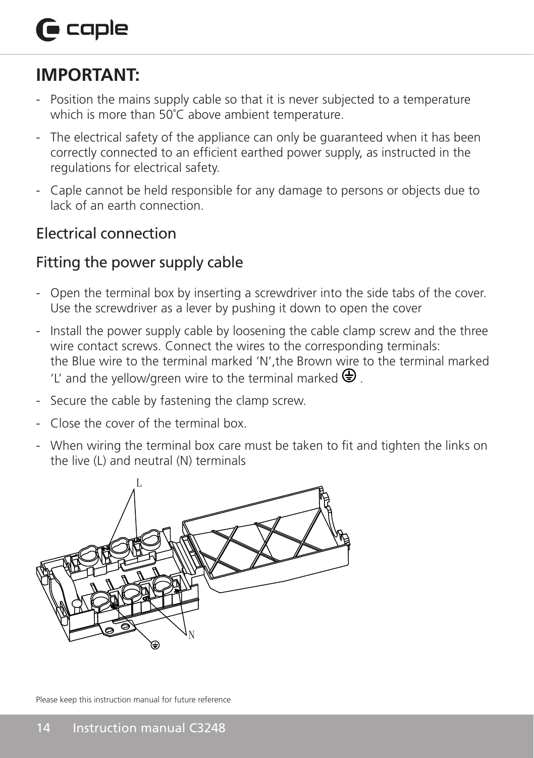## IMPORTANT:

- Position the mains supply cable so that it is never subjected to a temperature which is more than 50˚C above ambient temperature.
- The electrical safety of the appliance can only be guaranteed when it has been correctly connected to an efficient earthed power supply, as instructed in the regulations for electrical safety.
- Caple cannot be held responsible for any damage to persons or objects due to lack of an earth connection.

### Electrical connection

### Fitting the power supply cable

- Open the terminal box by inserting a screwdriver into the side tabs of the cover. Use the screwdriver as a lever by pushing it down to open the cover
- Install the power supply cable by loosening the cable clamp screw and the three wire contact screws. Connect the wires to the corresponding terminals: the Blue wire to the terminal marked 'N',the Brown wire to the terminal marked 'L' and the yellow/green wire to the terminal marked ⏚ .
- Secure the cable by fastening the clamp screw.
- Close the cover of the terminal box.
- When wiring the terminal box care must be taken to fit and tighten the links on the live (L) and neutral (N) terminals

L

N

⏚

Please keep this instruction manual for future reference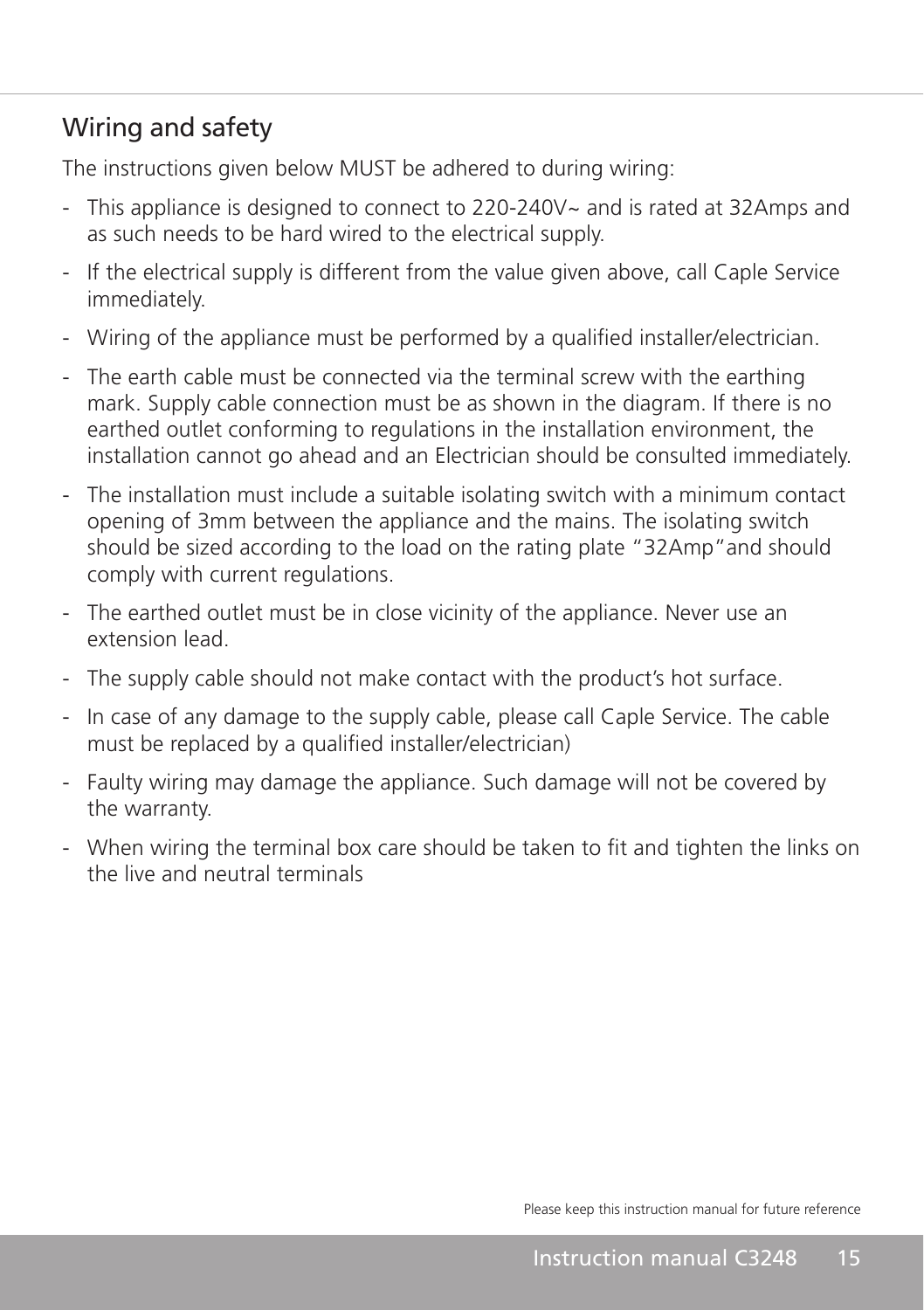## Wiring and safety

The instructions given below MUST be adhered to during wiring:

- This appliance is designed to connect to 220-240V~ and is rated at 32Amps and as such needs to be hard wired to the electrical supply.
- If the electrical supply is different from the value given above, call Caple Service immediately.
- Wiring of the appliance must be performed by a qualified installer/electrician.
- The earth cable must be connected via the terminal screw with the earthing mark. Supply cable connection must be as shown in the diagram. If there is no earthed outlet conforming to regulations in the installation environment, the installation cannot go ahead and an Electrician should be consulted immediately.
- The installation must include a suitable isolating switch with a minimum contact opening of 3mm between the appliance and the mains. The isolating switch should be sized according to the load on the rating plate "32Amp"and should comply with current regulations.
- The earthed outlet must be in close vicinity of the appliance. Never use an extension lead.
- The supply cable should not make contact with the product's hot surface.
- In case of any damage to the supply cable, please call Caple Service. The cable must be replaced by a qualified installer/electrician)
- Faulty wiring may damage the appliance. Such damage will not be covered by the warranty.
- When wiring the terminal box care should be taken to fit and tighten the links on the live and neutral terminals

Please keep this instruction manual for future reference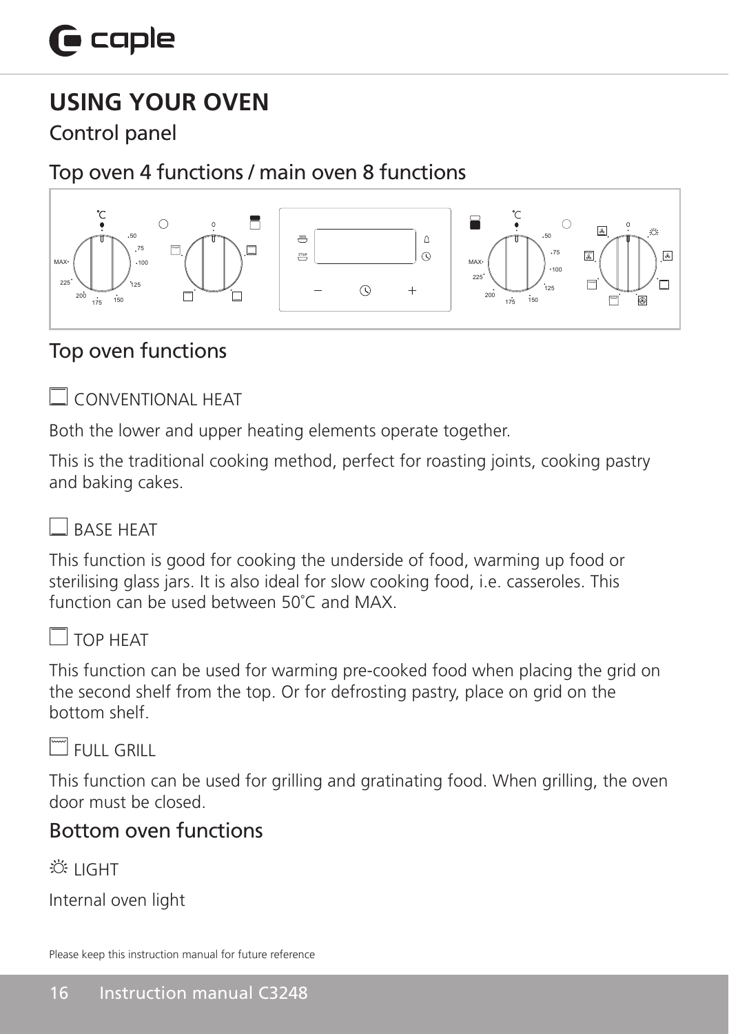# USING YOUR OVEN

## Control panel

## Top oven 4 functions / main oven 8 functions

## Top oven functions

### CONVENTIONAL HEAT

Both the lower and upper heating elements operate together.

This is the traditional cooking method, perfect for roasting joints, cooking pastry and baking cakes.

### BASE HEAT

This function is good for cooking the underside of food, warming up food or sterilising glass jars. It is also ideal for slow cooking food, i.e. casseroles. This function can be used between 50˚C and MAX.

### TOP HEAT

This function can be used for warming pre-cooked food when placing the grid on the second shelf from the top. Or for defrosting pastry, place on grid on the bottom shelf.

### FULL GRILL

This function can be used for grilling and gratinating food. When grilling, the oven door must be closed.

## Bottom oven functions

### LIGHT

Internal oven light

Please keep this instruction manual for future reference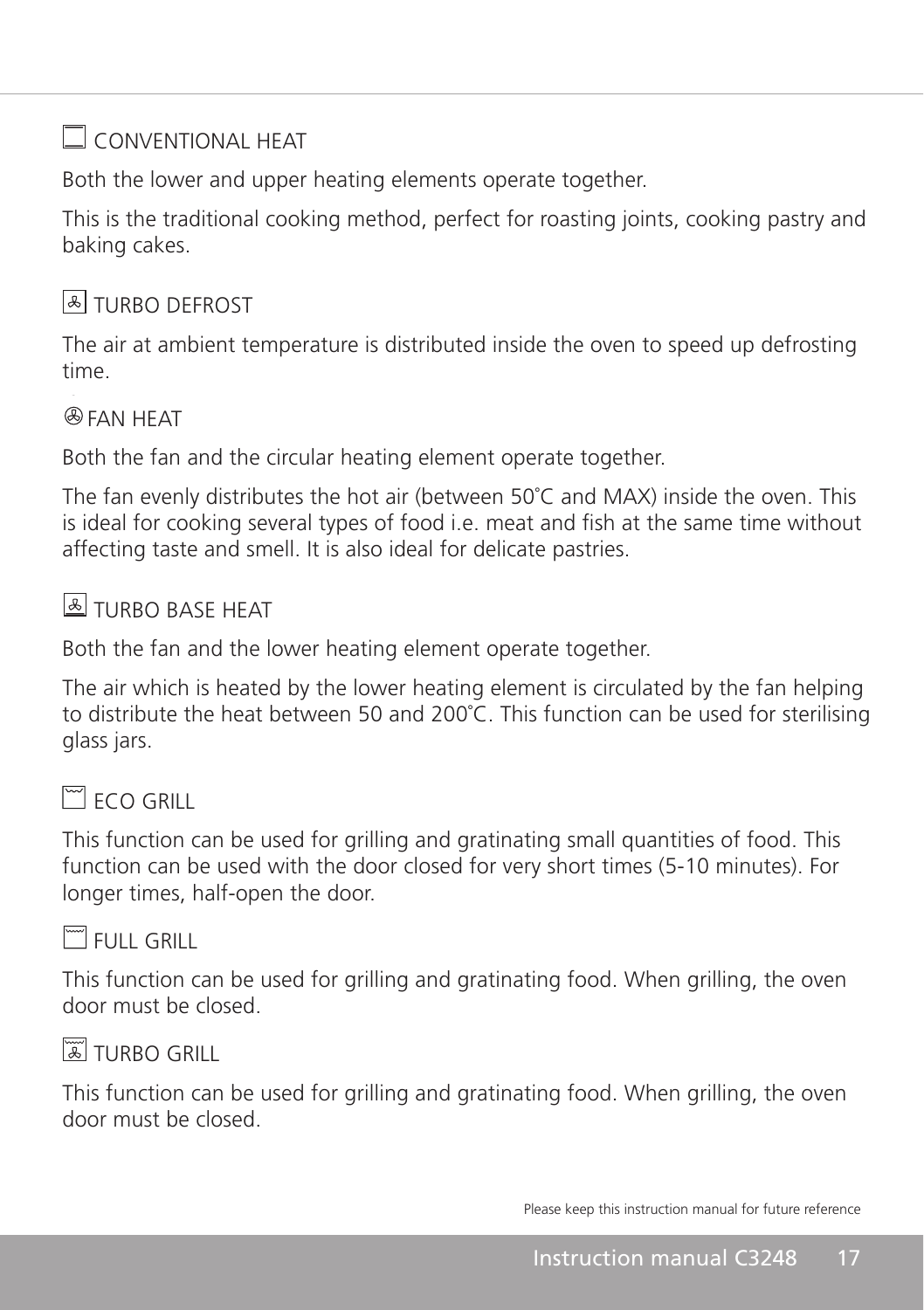## CONVENTIONAL HEAT

Both the lower and upper heating elements operate together.

This is the traditional cooking method, perfect for roasting joints, cooking pastry and baking cakes.

## TURBO DEFROST

The air at ambient temperature is distributed inside the oven to speed up defrosting time.

## FAN HEAT

Both the fan and the circular heating element operate together.

The fan evenly distributes the hot air (between 50˚C and MAX) inside the oven. This is ideal for cooking several types of food i.e. meat and fish at the same time without affecting taste and smell. It is also ideal for delicate pastries.

## TURBO BASE HEAT

Both the fan and the lower heating element operate together.

The air which is heated by the lower heating element is circulated by the fan helping to distribute the heat between 50 and 200˚C. This function can be used for sterilising glass jars.

## ECO GRILL

This function can be used for grilling and gratinating small quantities of food. This function can be used with the door closed for very short times (5-10 minutes). For longer times, half-open the door.

## FULL GRILL

This function can be used for grilling and gratinating food. When grilling, the oven door must be closed.

## TURBO GRILL

This function can be used for grilling and gratinating food. When grilling, the oven door must be closed.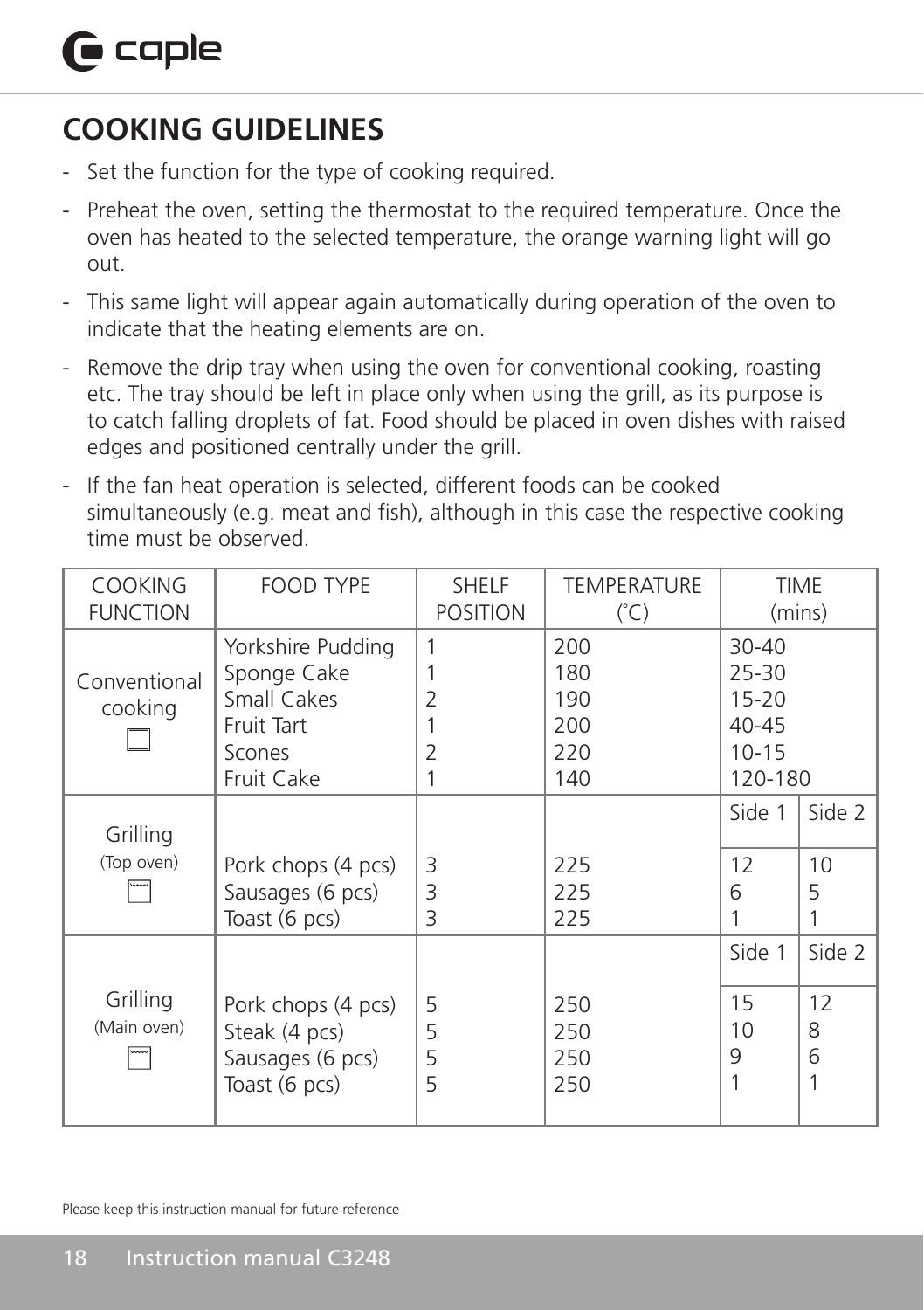## COOKING GUIDELINES

- Set the function for the type of cooking required.
- Preheat the oven, setting the thermostat to the required temperature. Once the oven has heated to the selected temperature, the orange warning light will go out.
- This same light will appear again automatically during operation of the oven to indicate that the heating elements are on.
- Remove the drip tray when using the oven for conventional cooking, roasting etc. The tray should be left in place only when using the grill, as its purpose is to catch falling droplets of fat. Food should be placed in oven dishes with raised edges and positioned centrally under the grill.
- If the fan heat operation is selected, different foods can be cooked simultaneously (e.g. meat and fish), although in this case the respective cooking time must be observed.

| COOKING FUNCTION | FOOD TYPE | SHELF POSITION | TEMPERATURE (˚C) | TIME (mins) | |
|---|---|---|---|---|---|
| Conventional cooking | Yorkshire Pudding | 1 | 200 | 30-40 | |
| | Sponge Cake | 1 | 180 | 25-30 | |
| | Small Cakes | 2 | 190 | 15-20 | |
| | Fruit Tart | 1 | 200 | 40-45 | |
| | Scones | 2 | 220 | 10-15 | |
| | Fruit Cake | 1 | 140 | 120-180 | |
| Grilling (Top oven) | | | | Side 1 | Side 2 |
| | Pork chops (4 pcs) | 3 | 225 | 12 | 10 |
| | Sausages (6 pcs) | 3 | 225 | 6 | 5 |
| | Toast (6 pcs) | 3 | 225 | 1 | 1 |
| Grilling (Main oven) | | | | Side 1 | Side 2 |
| | Pork chops (4 pcs) | 5 | 250 | 15 | 12 |
| | Steak (4 pcs) | 5 | 250 | 10 | 8 |
| | Sausages (6 pcs) | 5 | 250 | 9 | 6 |
| | Toast (6 pcs) | 5 | 250 | 1 | 1 |

Please keep this instruction manual for future reference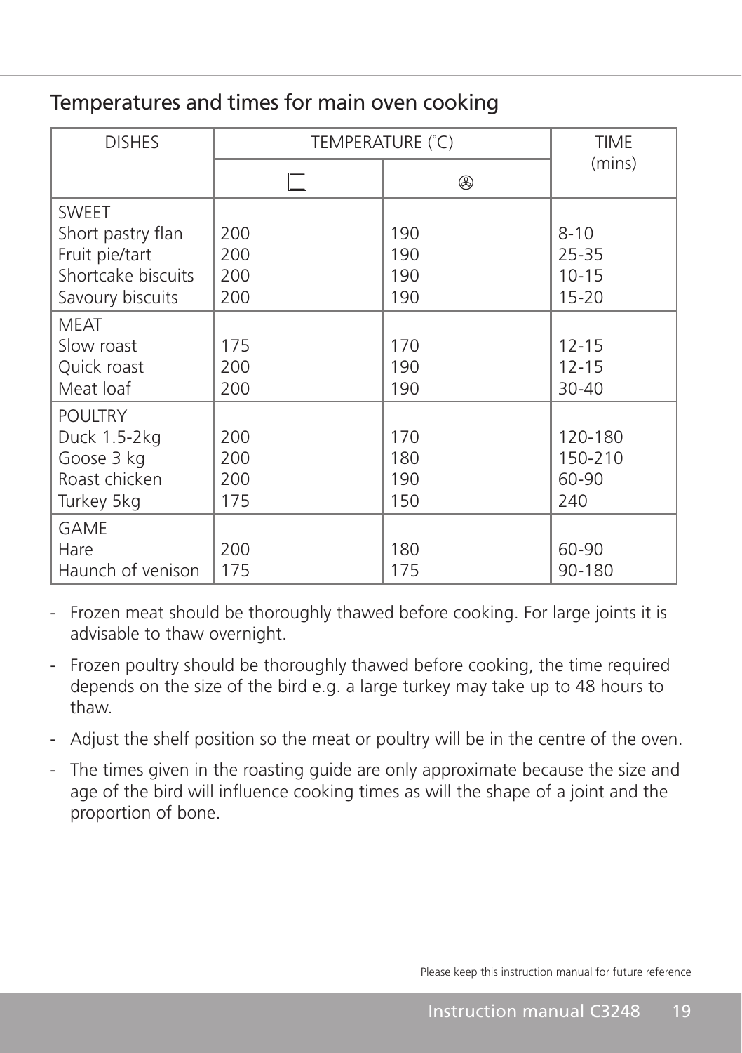## Temperatures and times for main oven cooking

| DISHES | TEMPERATURE (°C) | | TIME (mins) |
|---|---|---|---|
| | ☐ | ⊛ | |
| **SWEET** | | | |
| Short pastry flan | 200 | 190 | 8-10 |
| Fruit pie/tart | 200 | 190 | 25-35 |
| Shortcake biscuits | 200 | 190 | 10-15 |
| Savoury biscuits | 200 | 190 | 15-20 |
| **MEAT** | | | |
| Slow roast | 175 | 170 | 12-15 |
| Quick roast | 200 | 190 | 12-15 |
| Meat loaf | 200 | 190 | 30-40 |
| **POULTRY** | | | |
| Duck 1.5-2kg | 200 | 170 | 120-180 |
| Goose 3 kg | 200 | 180 | 150-210 |
| Roast chicken | 200 | 190 | 60-90 |
| Turkey 5kg | 175 | 150 | 240 |
| **GAME** | | | |
| Hare | 200 | 180 | 60-90 |
| Haunch of venison | 175 | 175 | 90-180 |

- Frozen meat should be thoroughly thawed before cooking. For large joints it is advisable to thaw overnight.
- Frozen poultry should be thoroughly thawed before cooking, the time required depends on the size of the bird e.g. a large turkey may take up to 48 hours to thaw.
- Adjust the shelf position so the meat or poultry will be in the centre of the oven.
- The times given in the roasting guide are only approximate because the size and age of the bird will influence cooking times as will the shape of a joint and the proportion of bone.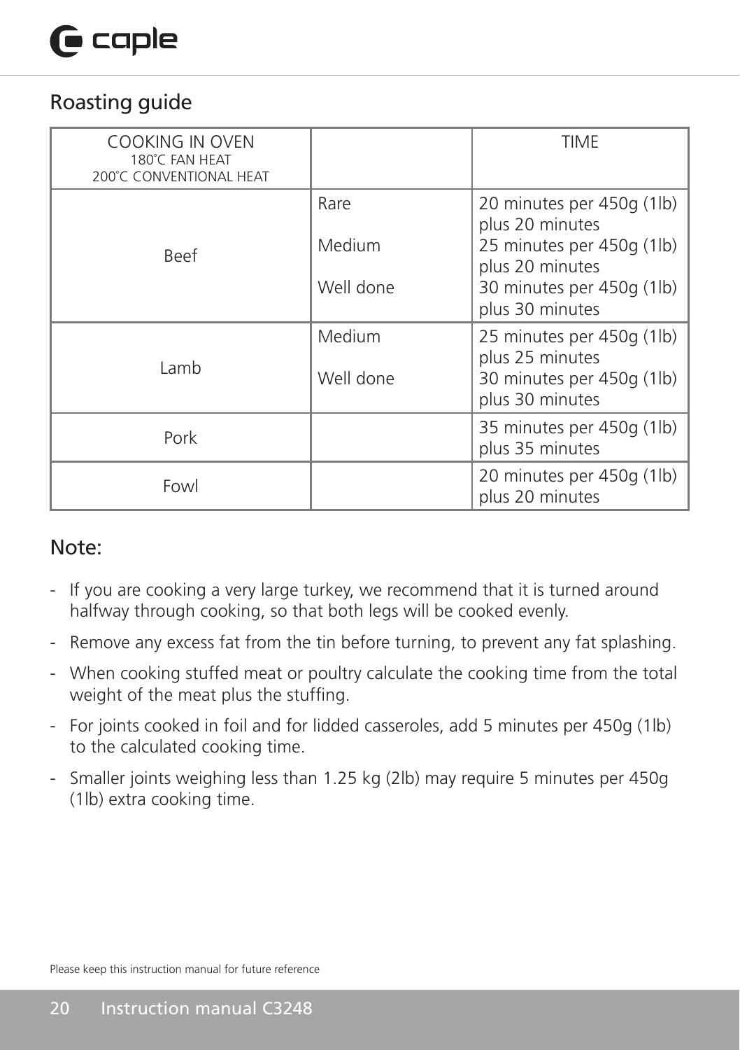## Roasting guide

| COOKING IN OVEN<br>180°C FAN HEAT<br>200°C CONVENTIONAL HEAT | | TIME |
|---|---|---|
| Beef | Rare | 20 minutes per 450g (1lb) plus 20 minutes |
| | Medium | 25 minutes per 450g (1lb) plus 20 minutes |
| | Well done | 30 minutes per 450g (1lb) plus 30 minutes |
| Lamb | Medium | 25 minutes per 450g (1lb) plus 25 minutes |
| | Well done | 30 minutes per 450g (1lb) plus 30 minutes |
| Pork | | 35 minutes per 450g (1lb) plus 35 minutes |
| Fowl | | 20 minutes per 450g (1lb) plus 20 minutes |

## Note:

- If you are cooking a very large turkey, we recommend that it is turned around halfway through cooking, so that both legs will be cooked evenly.
- Remove any excess fat from the tin before turning, to prevent any fat splashing.
- When cooking stuffed meat or poultry calculate the cooking time from the total weight of the meat plus the stuffing.
- For joints cooked in foil and for lidded casseroles, add 5 minutes per 450g (1lb) to the calculated cooking time.
- Smaller joints weighing less than 1.25 kg (2lb) may require 5 minutes per 450g (1lb) extra cooking time.

Please keep this instruction manual for future reference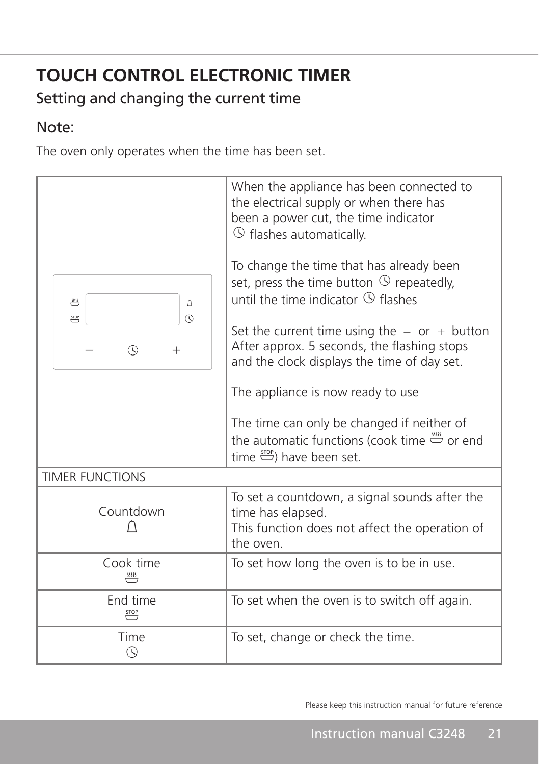# TOUCH CONTROL ELECTRONIC TIMER

## Setting and changing the current time

## Note:

The oven only operates when the time has been set.

| | |
|---|---|
| | When the appliance has been connected to the electrical supply or when there has been a power cut, the time indicator ⏲ flashes automatically.<br><br>To change the time that has already been set, press the time button ⏲ repeatedly, until the time indicator ⏲ flashes<br><br>Set the current time using the − or + button After approx. 5 seconds, the flashing stops and the clock displays the time of day set.<br><br>The appliance is now ready to use<br><br>The time can only be changed if neither of the automatic functions (cook time or end time STOP) have been set. |
| TIMER FUNCTIONS | |
| Countdown | To set a countdown, a signal sounds after the time has elapsed.<br>This function does not affect the operation of the oven. |
| Cook time | To set how long the oven is to be in use. |
| End time<br>STOP | To set when the oven is to switch off again. |
| Time<br>⏲ | To set, change or check the time. |

Please keep this instruction manual for future reference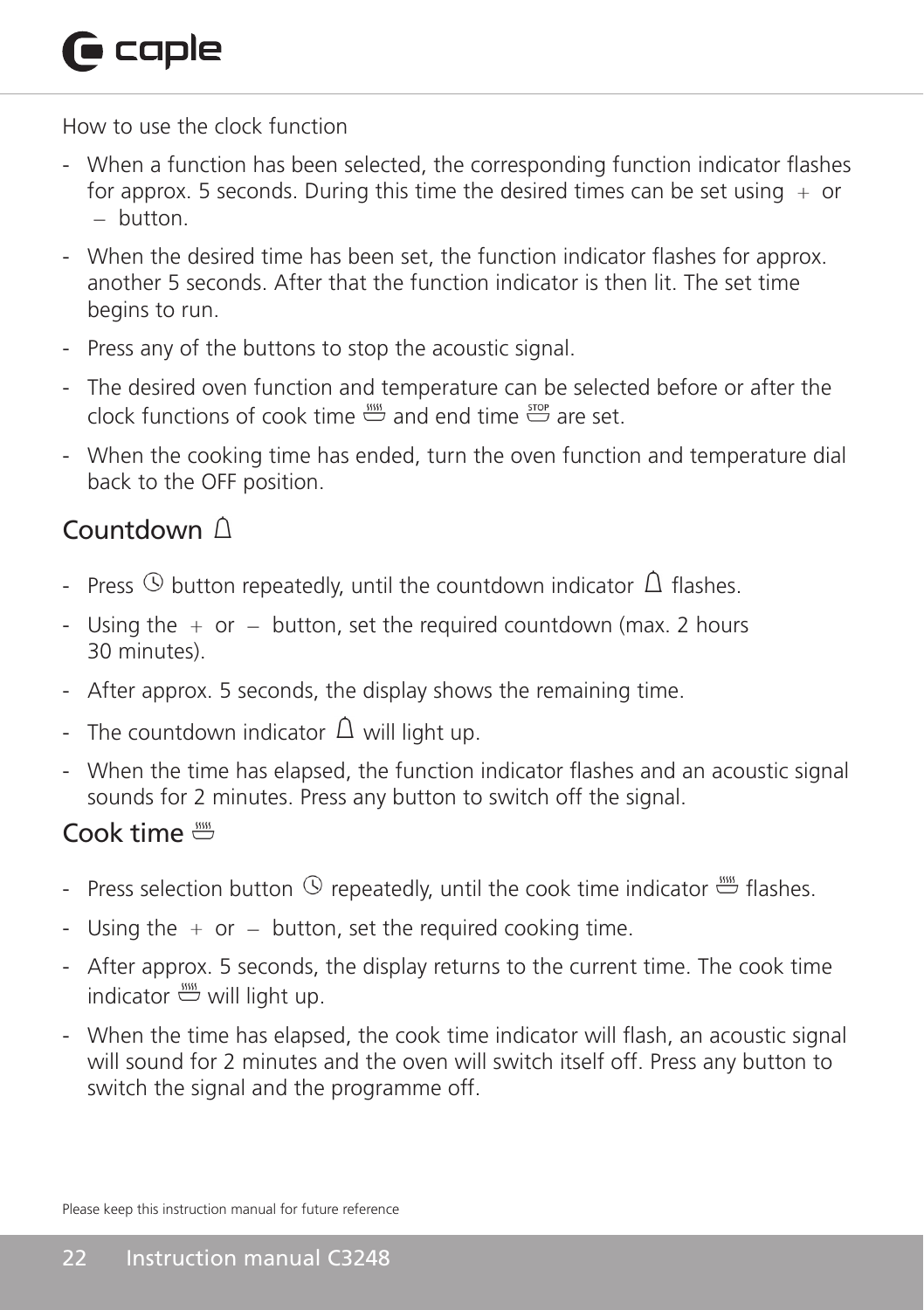How to use the clock function

- When a function has been selected, the corresponding function indicator flashes for approx. 5 seconds. During this time the desired times can be set using + or – button.
- When the desired time has been set, the function indicator flashes for approx. another 5 seconds. After that the function indicator is then lit. The set time begins to run.
- Press any of the buttons to stop the acoustic signal.
- The desired oven function and temperature can be selected before or after the clock functions of cook time and end time are set.
- When the cooking time has ended, turn the oven function and temperature dial back to the OFF position.

## Countdown

- Press button repeatedly, until the countdown indicator flashes.
- Using the + or – button, set the required countdown (max. 2 hours 30 minutes).
- After approx. 5 seconds, the display shows the remaining time.
- The countdown indicator will light up.
- When the time has elapsed, the function indicator flashes and an acoustic signal sounds for 2 minutes. Press any button to switch off the signal.

## Cook time

- Press selection button repeatedly, until the cook time indicator flashes.
- Using the + or – button, set the required cooking time.
- After approx. 5 seconds, the display returns to the current time. The cook time indicator will light up.
- When the time has elapsed, the cook time indicator will flash, an acoustic signal will sound for 2 minutes and the oven will switch itself off. Press any button to switch the signal and the programme off.

Please keep this instruction manual for future reference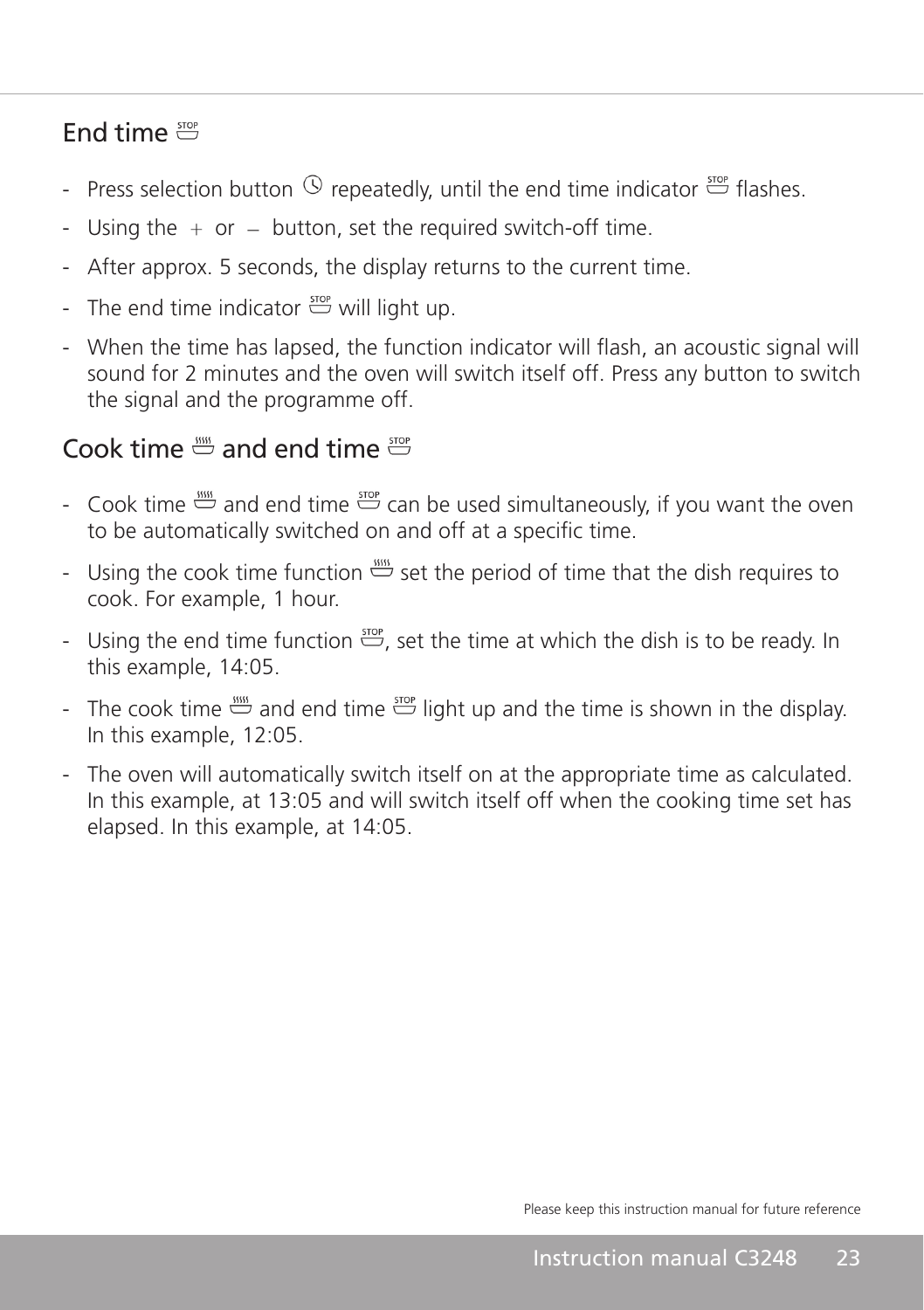## End time STOP

- Press selection button ⏱ repeatedly, until the end time indicator STOP flashes.
- Using the + or − button, set the required switch-off time.
- After approx. 5 seconds, the display returns to the current time.
- The end time indicator STOP will light up.
- When the time has lapsed, the function indicator will flash, an acoustic signal will sound for 2 minutes and the oven will switch itself off. Press any button to switch the signal and the programme off.

## Cook time and end time STOP

- Cook time and end time STOP can be used simultaneously, if you want the oven to be automatically switched on and off at a specific time.
- Using the cook time function set the period of time that the dish requires to cook. For example, 1 hour.
- Using the end time function STOP, set the time at which the dish is to be ready. In this example, 14:05.
- The cook time and end time STOP light up and the time is shown in the display. In this example, 12:05.
- The oven will automatically switch itself on at the appropriate time as calculated. In this example, at 13:05 and will switch itself off when the cooking time set has elapsed. In this example, at 14:05.

Please keep this instruction manual for future reference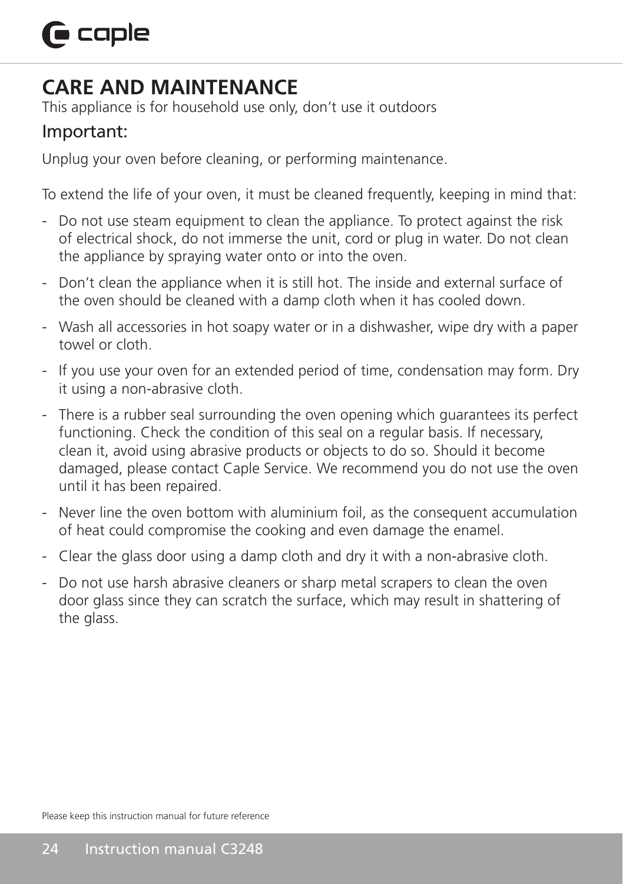# CARE AND MAINTENANCE

This appliance is for household use only, don't use it outdoors

## Important:

Unplug your oven before cleaning, or performing maintenance.

To extend the life of your oven, it must be cleaned frequently, keeping in mind that:

- Do not use steam equipment to clean the appliance. To protect against the risk of electrical shock, do not immerse the unit, cord or plug in water. Do not clean the appliance by spraying water onto or into the oven.
- Don't clean the appliance when it is still hot. The inside and external surface of the oven should be cleaned with a damp cloth when it has cooled down.
- Wash all accessories in hot soapy water or in a dishwasher, wipe dry with a paper towel or cloth.
- If you use your oven for an extended period of time, condensation may form. Dry it using a non-abrasive cloth.
- There is a rubber seal surrounding the oven opening which guarantees its perfect functioning. Check the condition of this seal on a regular basis. If necessary, clean it, avoid using abrasive products or objects to do so. Should it become damaged, please contact Caple Service. We recommend you do not use the oven until it has been repaired.
- Never line the oven bottom with aluminium foil, as the consequent accumulation of heat could compromise the cooking and even damage the enamel.
- Clear the glass door using a damp cloth and dry it with a non-abrasive cloth.
- Do not use harsh abrasive cleaners or sharp metal scrapers to clean the oven door glass since they can scratch the surface, which may result in shattering of the glass.

Please keep this instruction manual for future reference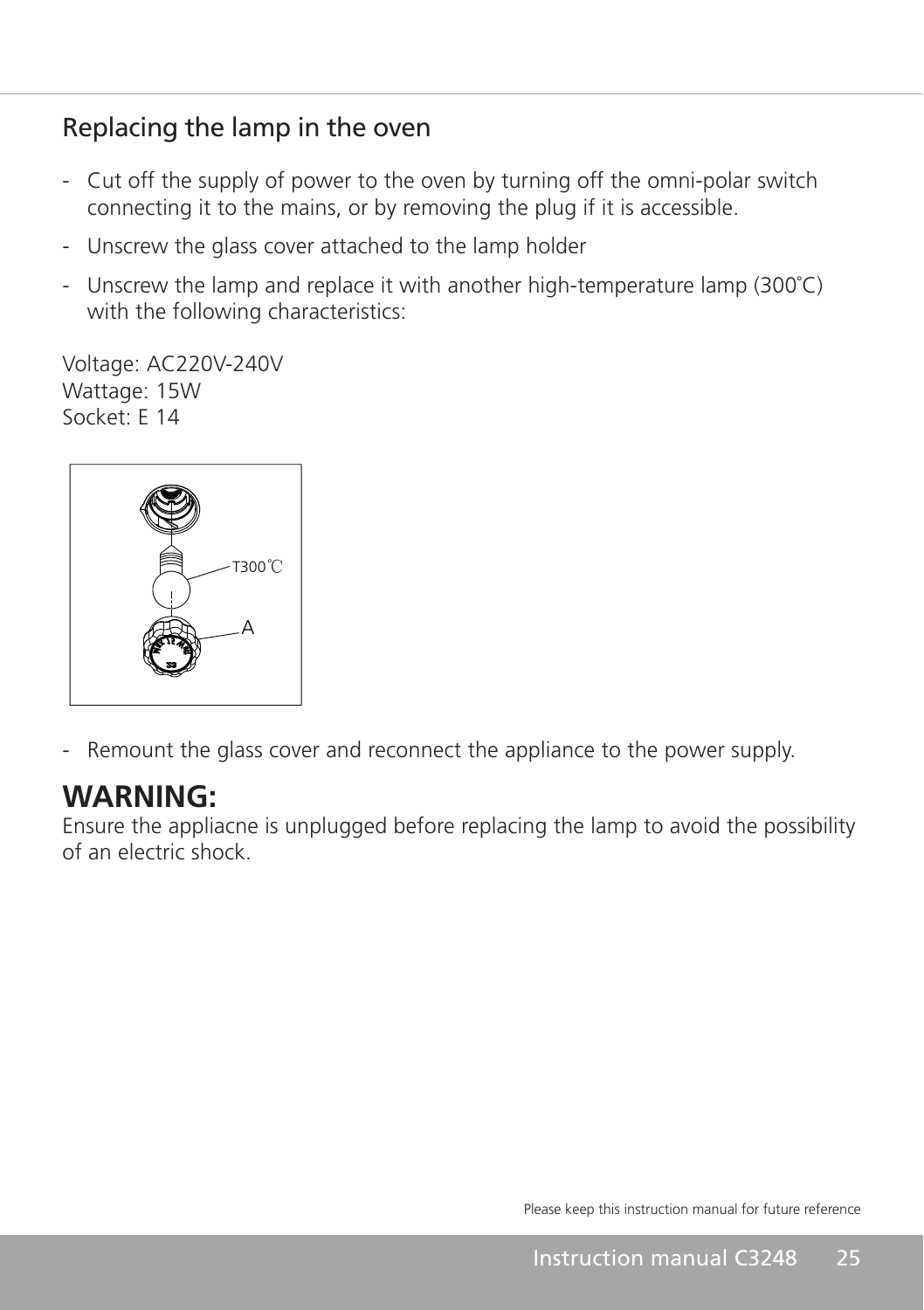## Replacing the lamp in the oven

- Cut off the supply of power to the oven by turning off the omni-polar switch connecting it to the mains, or by removing the plug if it is accessible.
- Unscrew the glass cover attached to the lamp holder
- Unscrew the lamp and replace it with another high-temperature lamp (300˚C) with the following characteristics:

Voltage: AC220V-240V
Wattage: 15W
Socket: E 14

- Remount the glass cover and reconnect the appliance to the power supply.

# WARNING:

Ensure the appliacne is unplugged before replacing the lamp to avoid the possibility of an electric shock.

Please keep this instruction manual for future reference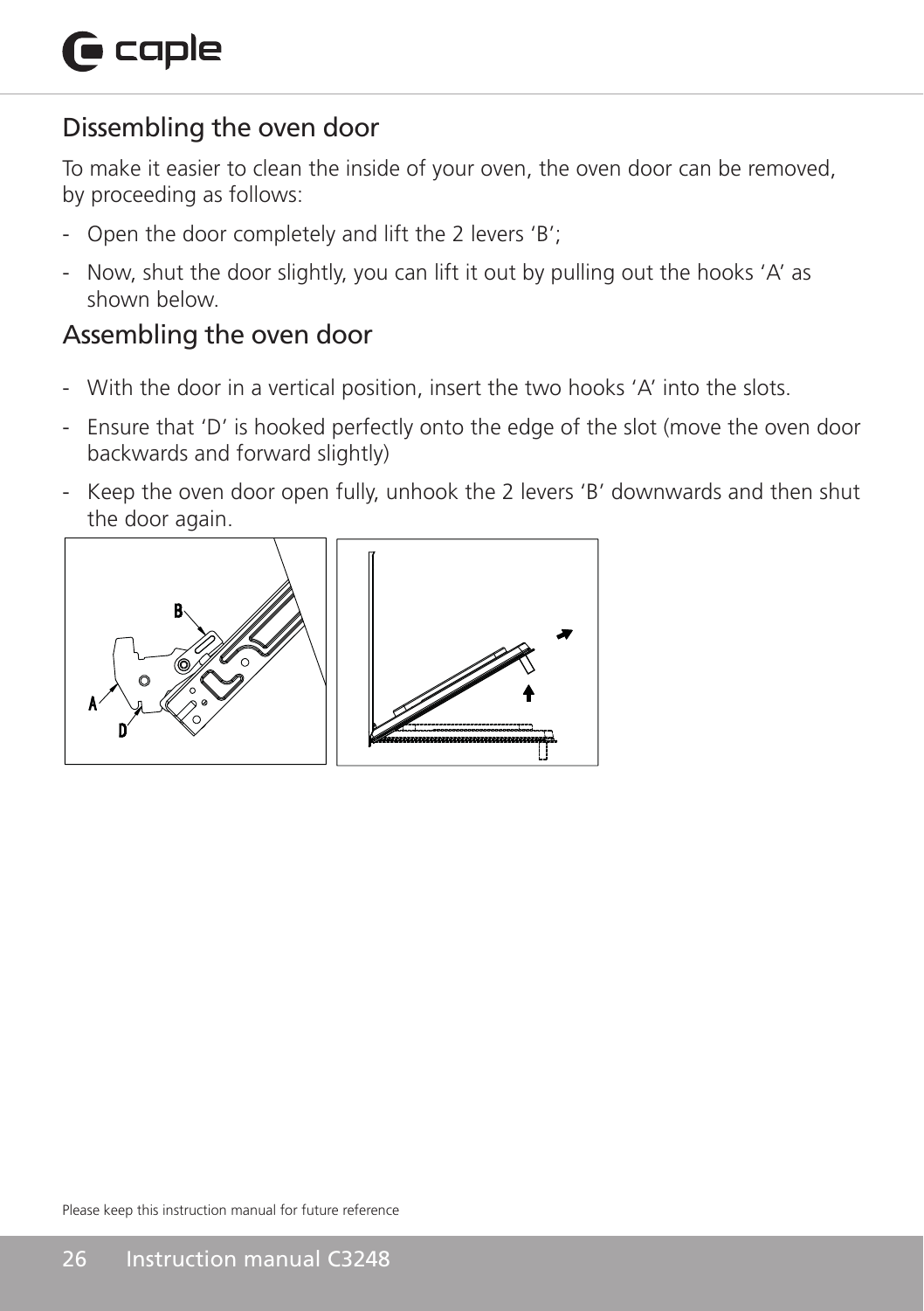## Dissembling the oven door

To make it easier to clean the inside of your oven, the oven door can be removed, by proceeding as follows:

- Open the door completely and lift the 2 levers ‘B’;
- Now, shut the door slightly, you can lift it out by pulling out the hooks ‘A’ as shown below.

## Assembling the oven door

- With the door in a vertical position, insert the two hooks ‘A’ into the slots.
- Ensure that ‘D’ is hooked perfectly onto the edge of the slot (move the oven door backwards and forward slightly)
- Keep the oven door open fully, unhook the 2 levers ‘B’ downwards and then shut the door again.

Please keep this instruction manual for future reference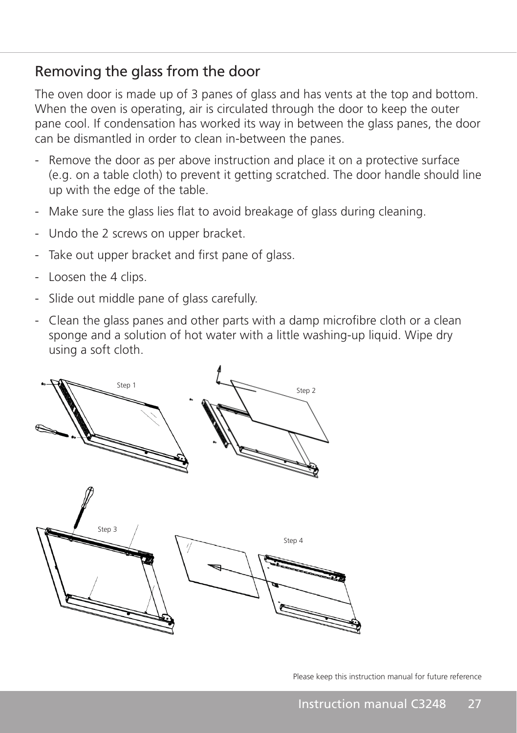## Removing the glass from the door

The oven door is made up of 3 panes of glass and has vents at the top and bottom. When the oven is operating, air is circulated through the door to keep the outer pane cool. If condensation has worked its way in between the glass panes, the door can be dismantled in order to clean in-between the panes.

- Remove the door as per above instruction and place it on a protective surface (e.g. on a table cloth) to prevent it getting scratched. The door handle should line up with the edge of the table.
- Make sure the glass lies flat to avoid breakage of glass during cleaning.
- Undo the 2 screws on upper bracket.
- Take out upper bracket and first pane of glass.
- Loosen the 4 clips.
- Slide out middle pane of glass carefully.
- Clean the glass panes and other parts with a damp microfibre cloth or a clean sponge and a solution of hot water with a little washing-up liquid. Wipe dry using a soft cloth.

Step 1

Step 2

Step 3

Step 4

Please keep this instruction manual for future reference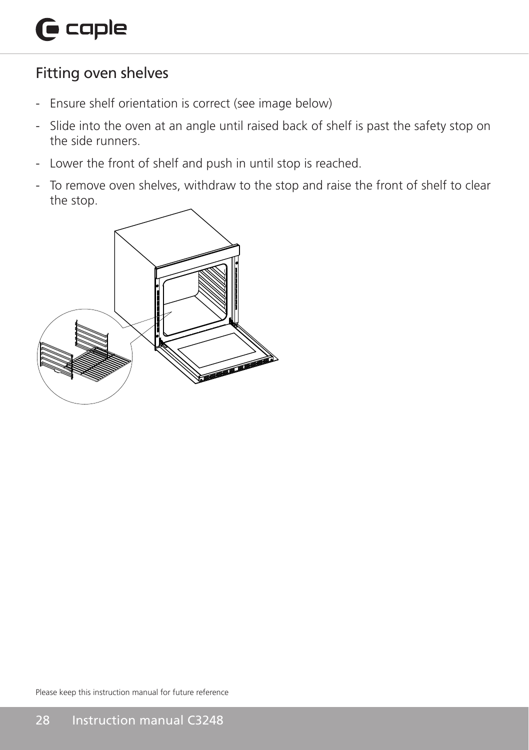## Fitting oven shelves

- Ensure shelf orientation is correct (see image below)
- Slide into the oven at an angle until raised back of shelf is past the safety stop on the side runners.
- Lower the front of shelf and push in until stop is reached.
- To remove oven shelves, withdraw to the stop and raise the front of shelf to clear the stop.

Please keep this instruction manual for future reference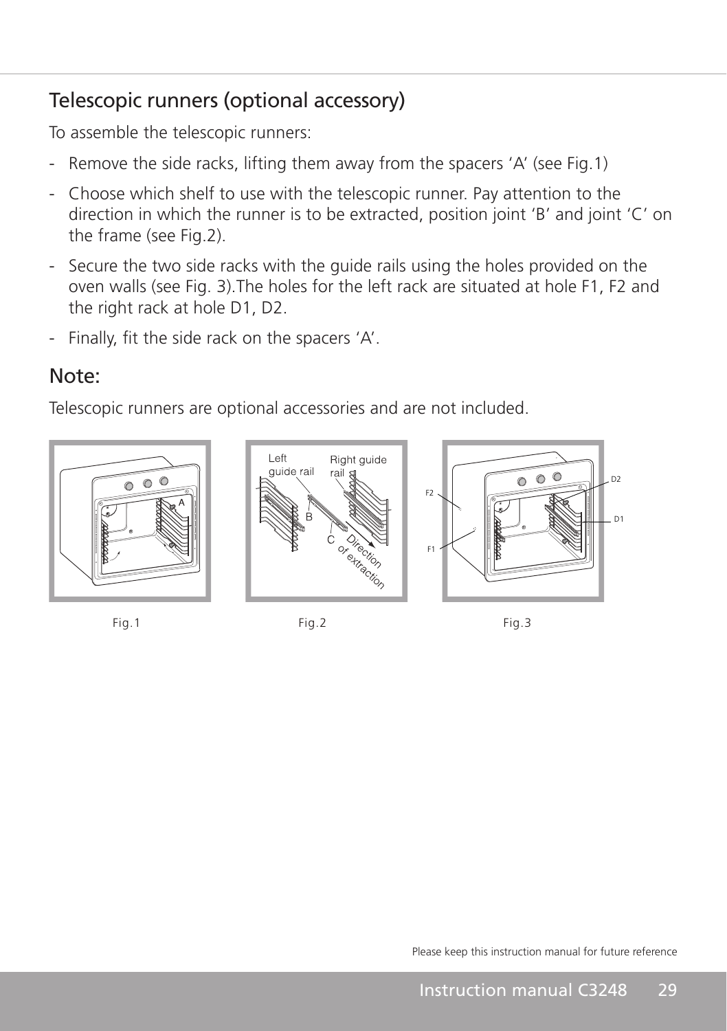## Telescopic runners (optional accessory)

To assemble the telescopic runners:

- Remove the side racks, lifting them away from the spacers ‘A’ (see Fig.1)
- Choose which shelf to use with the telescopic runner. Pay attention to the direction in which the runner is to be extracted, position joint ‘B’ and joint ‘C’ on the frame (see Fig.2).
- Secure the two side racks with the guide rails using the holes provided on the oven walls (see Fig. 3).The holes for the left rack are situated at hole F1, F2 and the right rack at hole D1, D2.
- Finally, fit the side rack on the spacers ‘A’.

## Note:

Telescopic runners are optional accessories and are not included.

Fig.1

Fig.2

Fig.3

Please keep this instruction manual for future reference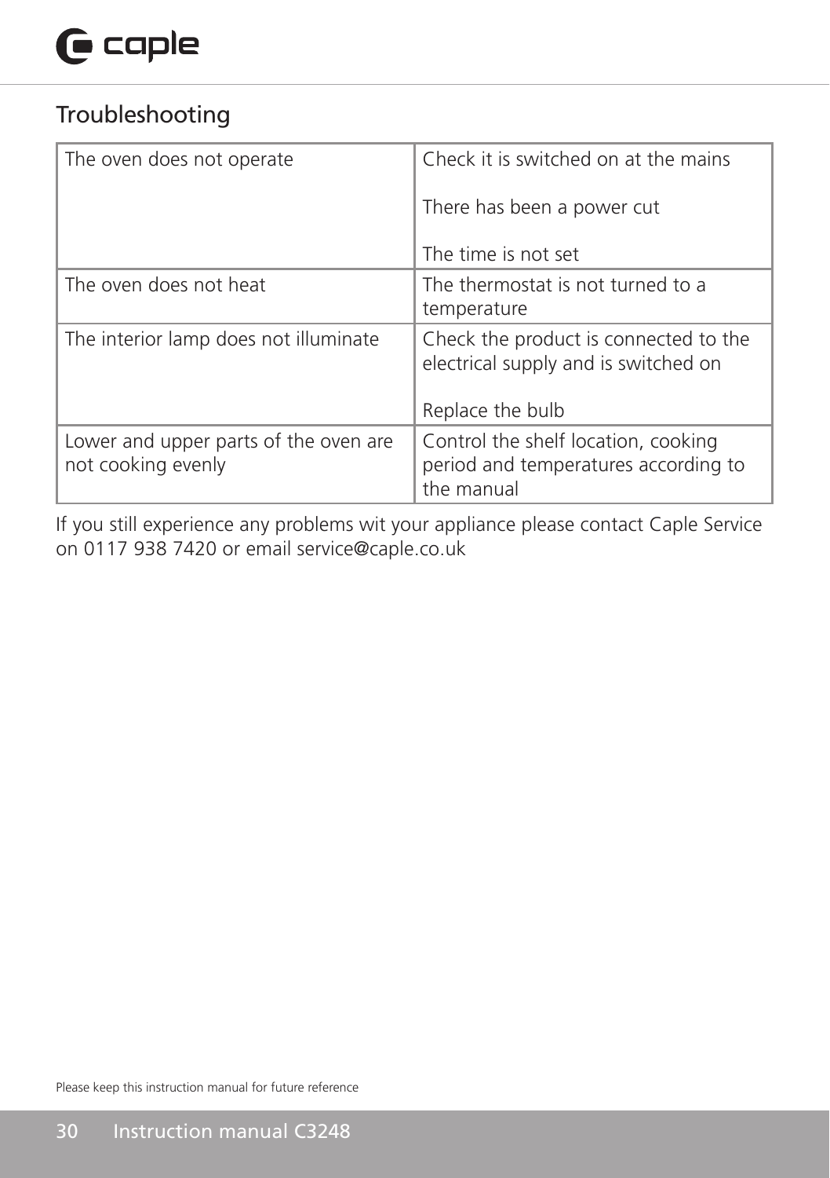## Troubleshooting

| The oven does not operate | Check it is switched on at the mains<br><br>There has been a power cut<br><br>The time is not set |
|---|---|
| The oven does not heat | The thermostat is not turned to a temperature |
| The interior lamp does not illuminate | Check the product is connected to the electrical supply and is switched on<br><br>Replace the bulb |
| Lower and upper parts of the oven are not cooking evenly | Control the shelf location, cooking period and temperatures according to the manual |

If you still experience any problems wit your appliance please contact Caple Service on 0117 938 7420 or email service@caple.co.uk

Please keep this instruction manual for future reference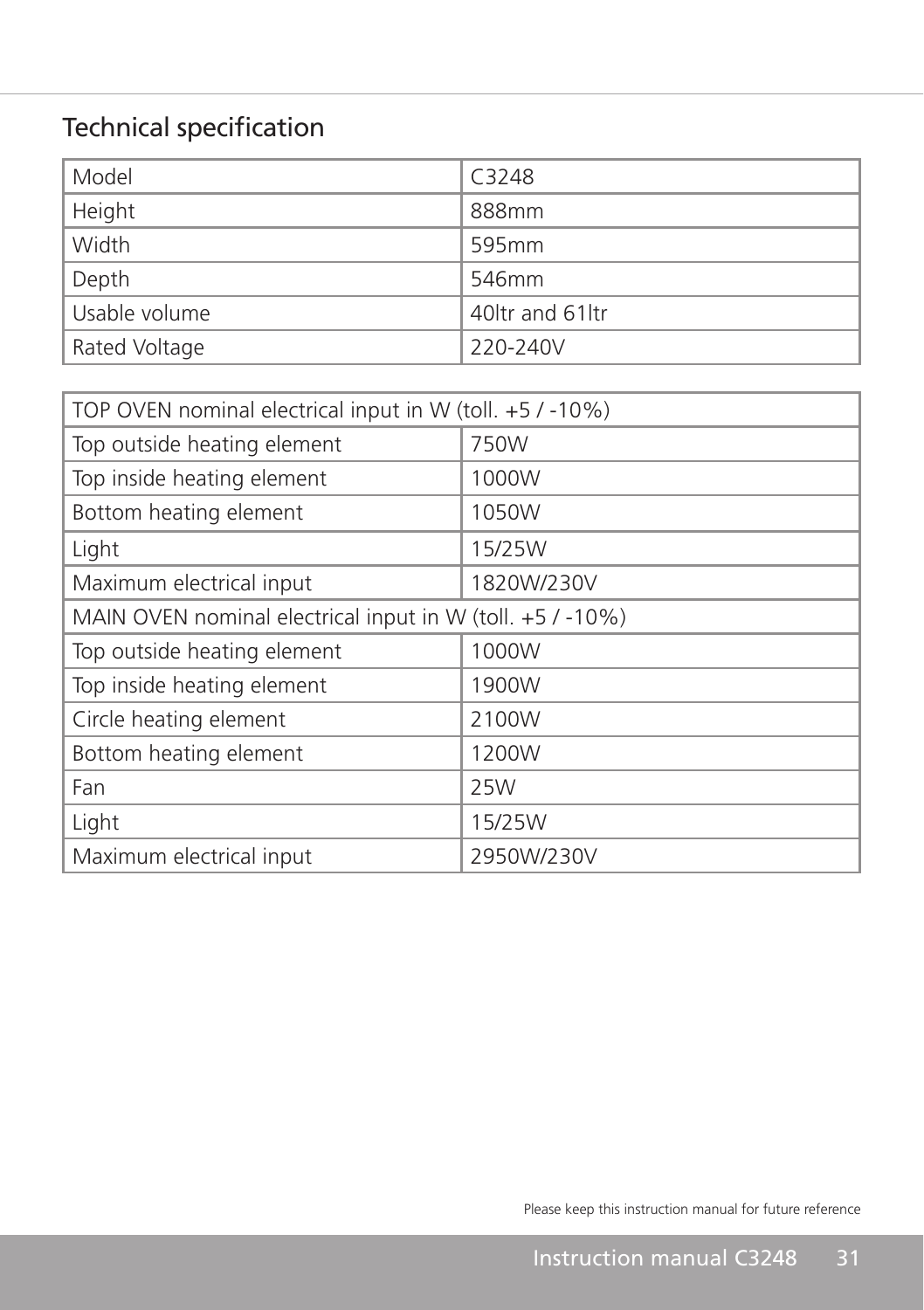## Technical specification

| Model | C3248 |
| --- | --- |
| Height | 888mm |
| Width | 595mm |
| Depth | 546mm |
| Usable volume | 40ltr and 61ltr |
| Rated Voltage | 220-240V |

| TOP OVEN nominal electrical input in W (toll. +5 / -10%) | |
| --- | --- |
| Top outside heating element | 750W |
| Top inside heating element | 1000W |
| Bottom heating element | 1050W |
| Light | 15/25W |
| Maximum electrical input | 1820W/230V |
| MAIN OVEN nominal electrical input in W (toll. +5 / -10%) | |
| Top outside heating element | 1000W |
| Top inside heating element | 1900W |
| Circle heating element | 2100W |
| Bottom heating element | 1200W |
| Fan | 25W |
| Light | 15/25W |
| Maximum electrical input | 2950W/230V |

Please keep this instruction manual for future reference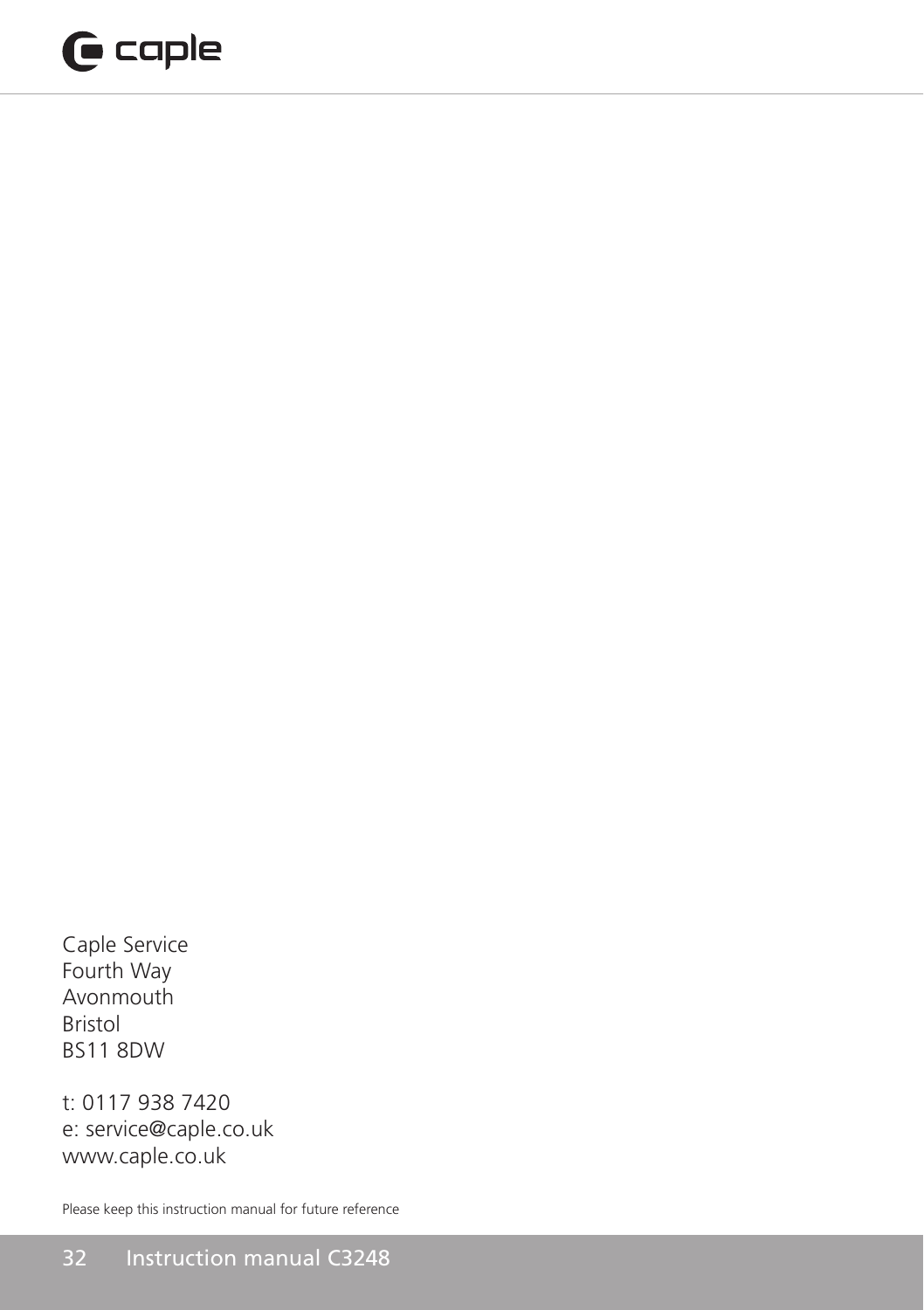Caple Service
Fourth Way
Avonmouth
Bristol
BS11 8DW

t: 0117 938 7420
e: service@caple.co.uk
www.caple.co.uk

Please keep this instruction manual for future reference